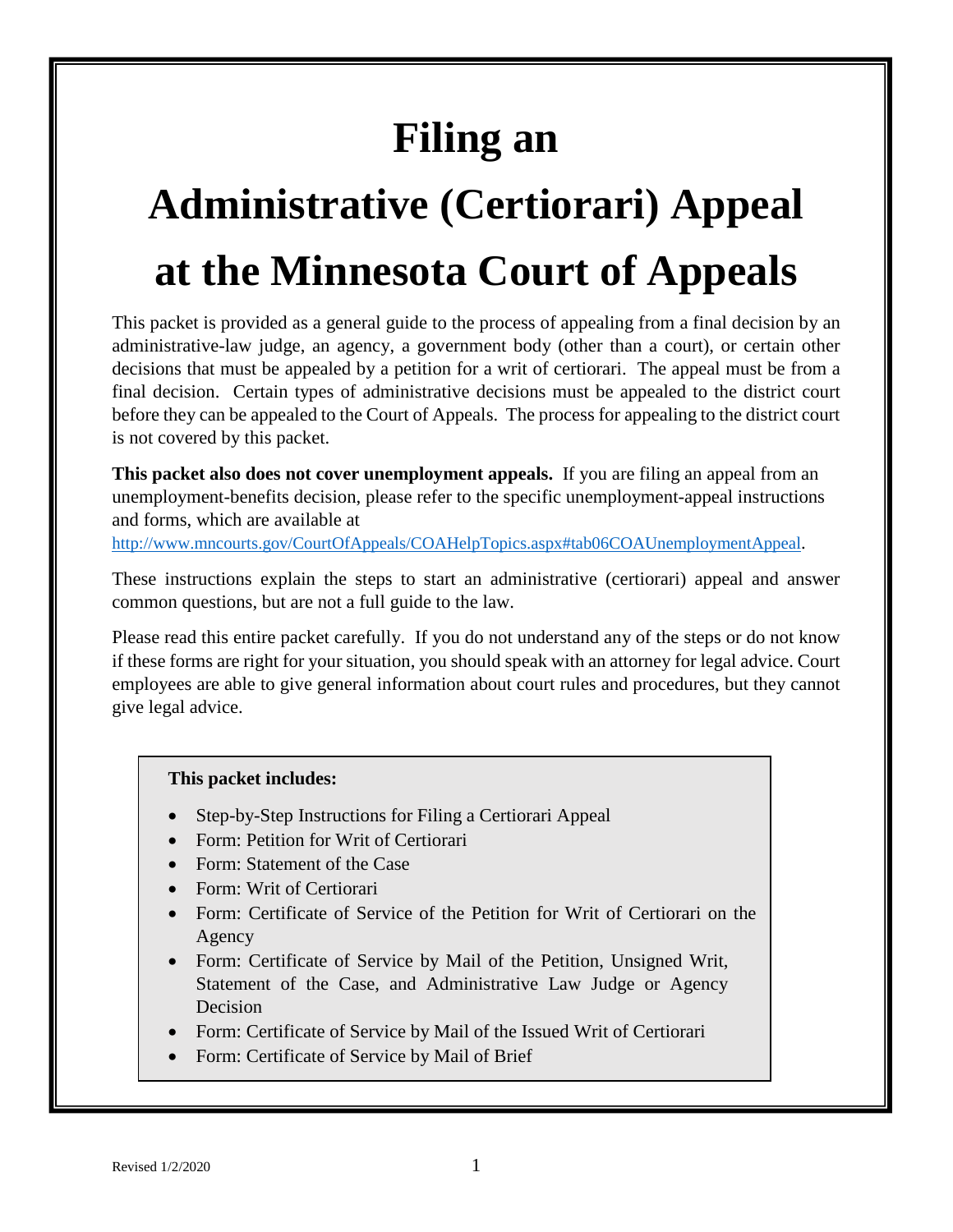# Filing an
# Administrative (Certiorari) Appeal
# at the Minnesota Court of Appeals

This packet is provided as a general guide to the process of appealing from a final decision by an administrative-law judge, an agency, a government body (other than a court), or certain other decisions that must be appealed by a petition for a writ of certiorari. The appeal must be from a final decision. Certain types of administrative decisions must be appealed to the district court before they can be appealed to the Court of Appeals. The process for appealing to the district court is not covered by this packet.

**This packet also does not cover unemployment appeals.** If you are filing an appeal from an unemployment-benefits decision, please refer to the specific unemployment-appeal instructions and forms, which are available at http://www.mncourts.gov/CourtOfAppeals/COAHelpTopics.aspx#tab06COAUnemploymentAppeal.

These instructions explain the steps to start an administrative (certiorari) appeal and answer common questions, but are not a full guide to the law.

Please read this entire packet carefully. If you do not understand any of the steps or do not know if these forms are right for your situation, you should speak with an attorney for legal advice. Court employees are able to give general information about court rules and procedures, but they cannot give legal advice.

**This packet includes:**

- Step-by-Step Instructions for Filing a Certiorari Appeal
- Form: Petition for Writ of Certiorari
- Form: Statement of the Case
- Form: Writ of Certiorari
- Form: Certificate of Service of the Petition for Writ of Certiorari on the Agency
- Form: Certificate of Service by Mail of the Petition, Unsigned Writ, Statement of the Case, and Administrative Law Judge or Agency Decision
- Form: Certificate of Service by Mail of the Issued Writ of Certiorari
- Form: Certificate of Service by Mail of Brief

Revised 1/2/2020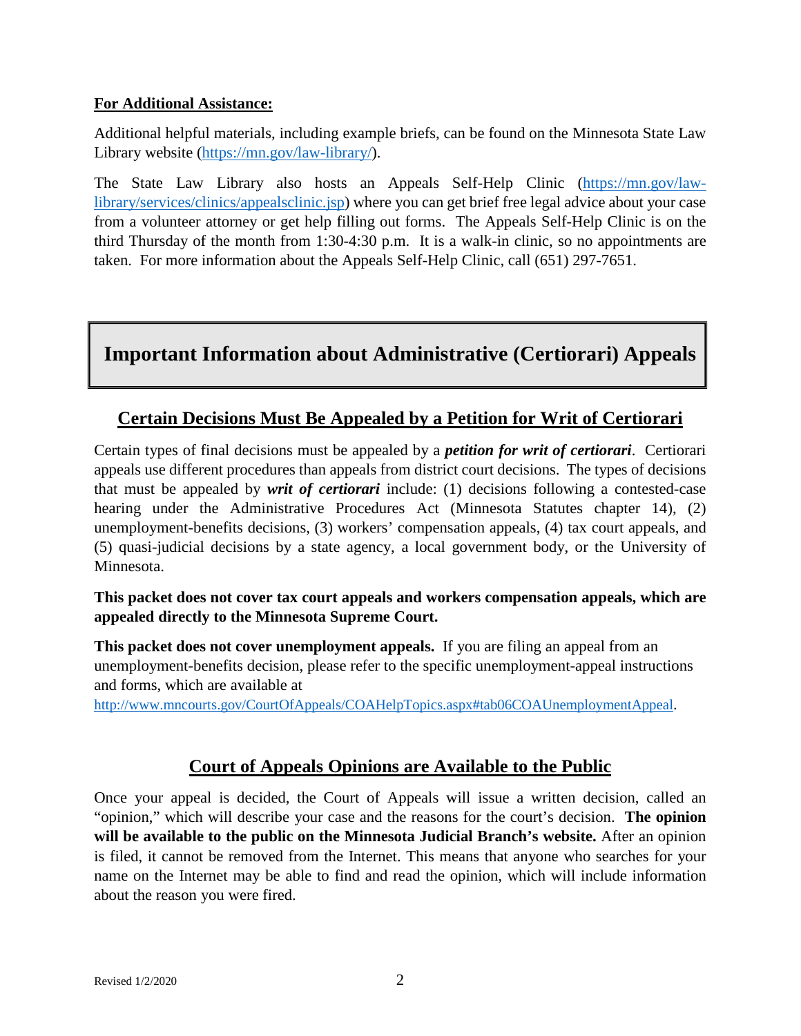**For Additional Assistance:**

Additional helpful materials, including example briefs, can be found on the Minnesota State Law Library website (https://mn.gov/law-library/).

The State Law Library also hosts an Appeals Self-Help Clinic (https://mn.gov/law-library/services/clinics/appealsclinic.jsp) where you can get brief free legal advice about your case from a volunteer attorney or get help filling out forms. The Appeals Self-Help Clinic is on the third Thursday of the month from 1:30-4:30 p.m. It is a walk-in clinic, so no appointments are taken. For more information about the Appeals Self-Help Clinic, call (651) 297-7651.

# Important Information about Administrative (Certiorari) Appeals

## Certain Decisions Must Be Appealed by a Petition for Writ of Certiorari

Certain types of final decisions must be appealed by a ***petition for writ of certiorari***. Certiorari appeals use different procedures than appeals from district court decisions. The types of decisions that must be appealed by ***writ of certiorari*** include: (1) decisions following a contested-case hearing under the Administrative Procedures Act (Minnesota Statutes chapter 14), (2) unemployment-benefits decisions, (3) workers' compensation appeals, (4) tax court appeals, and (5) quasi-judicial decisions by a state agency, a local government body, or the University of Minnesota.

**This packet does not cover tax court appeals and workers compensation appeals, which are appealed directly to the Minnesota Supreme Court.**

**This packet does not cover unemployment appeals.** If you are filing an appeal from an unemployment-benefits decision, please refer to the specific unemployment-appeal instructions and forms, which are available at http://www.mncourts.gov/CourtOfAppeals/COAHelpTopics.aspx#tab06COAUnemploymentAppeal.

## Court of Appeals Opinions are Available to the Public

Once your appeal is decided, the Court of Appeals will issue a written decision, called an "opinion," which will describe your case and the reasons for the court's decision. **The opinion will be available to the public on the Minnesota Judicial Branch's website.** After an opinion is filed, it cannot be removed from the Internet. This means that anyone who searches for your name on the Internet may be able to find and read the opinion, which will include information about the reason you were fired.

Revised 1/2/2020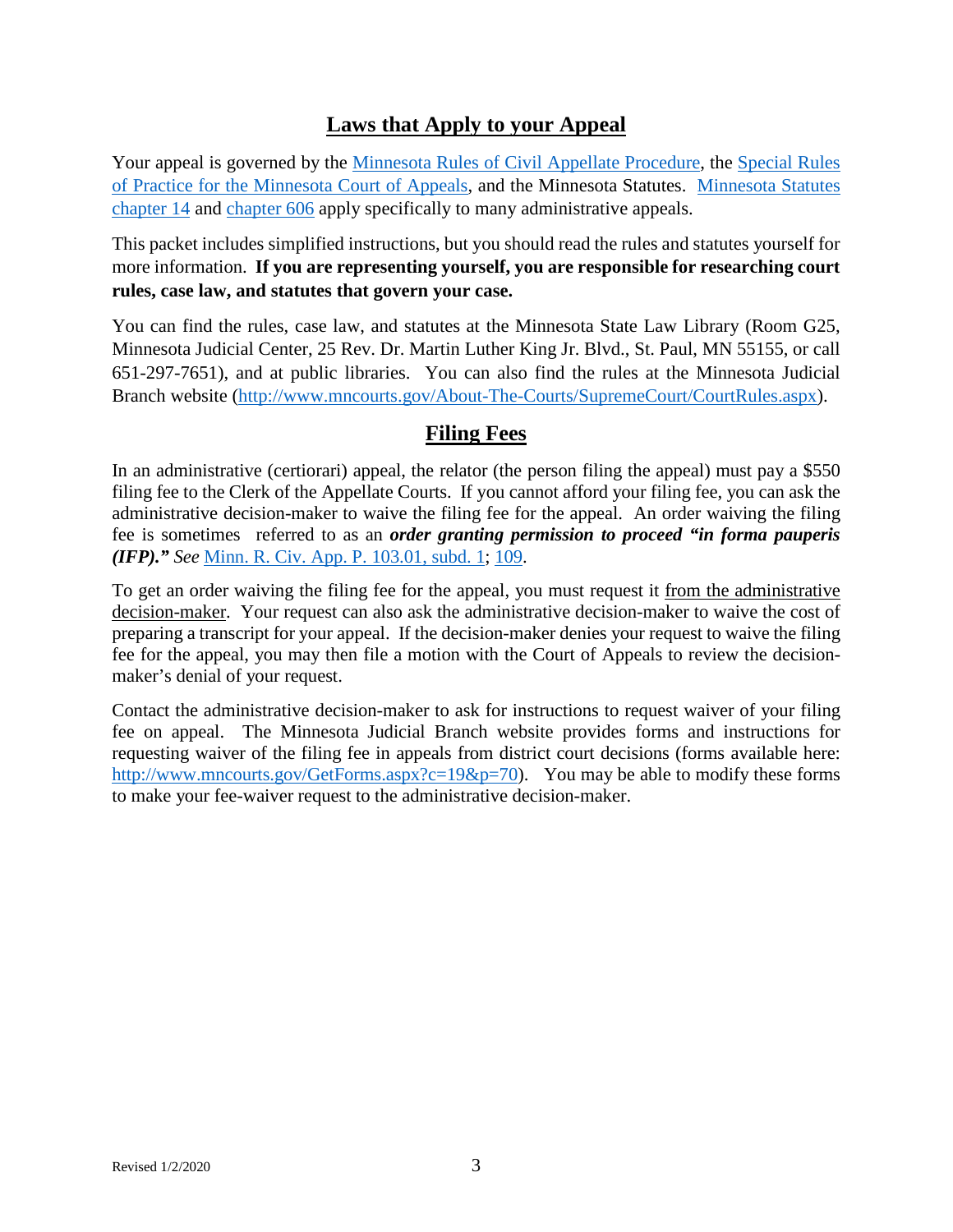## Laws that Apply to your Appeal

Your appeal is governed by the Minnesota Rules of Civil Appellate Procedure, the Special Rules of Practice for the Minnesota Court of Appeals, and the Minnesota Statutes. Minnesota Statutes chapter 14 and chapter 606 apply specifically to many administrative appeals.

This packet includes simplified instructions, but you should read the rules and statutes yourself for more information. **If you are representing yourself, you are responsible for researching court rules, case law, and statutes that govern your case.**

You can find the rules, case law, and statutes at the Minnesota State Law Library (Room G25, Minnesota Judicial Center, 25 Rev. Dr. Martin Luther King Jr. Blvd., St. Paul, MN 55155, or call 651-297-7651), and at public libraries. You can also find the rules at the Minnesota Judicial Branch website (http://www.mncourts.gov/About-The-Courts/SupremeCourt/CourtRules.aspx).

## Filing Fees

In an administrative (certiorari) appeal, the relator (the person filing the appeal) must pay a $550 filing fee to the Clerk of the Appellate Courts. If you cannot afford your filing fee, you can ask the administrative decision-maker to waive the filing fee for the appeal. An order waiving the filing fee is sometimes referred to as an ***order granting permission to proceed "in forma pauperis (IFP)."*** *See* Minn. R. Civ. App. P. 103.01, subd. 1; 109.

To get an order waiving the filing fee for the appeal, you must request it from the administrative decision-maker. Your request can also ask the administrative decision-maker to waive the cost of preparing a transcript for your appeal. If the decision-maker denies your request to waive the filing fee for the appeal, you may then file a motion with the Court of Appeals to review the decision-maker's denial of your request.

Contact the administrative decision-maker to ask for instructions to request waiver of your filing fee on appeal. The Minnesota Judicial Branch website provides forms and instructions for requesting waiver of the filing fee in appeals from district court decisions (forms available here: http://www.mncourts.gov/GetForms.aspx?c=19&p=70). You may be able to modify these forms to make your fee-waiver request to the administrative decision-maker.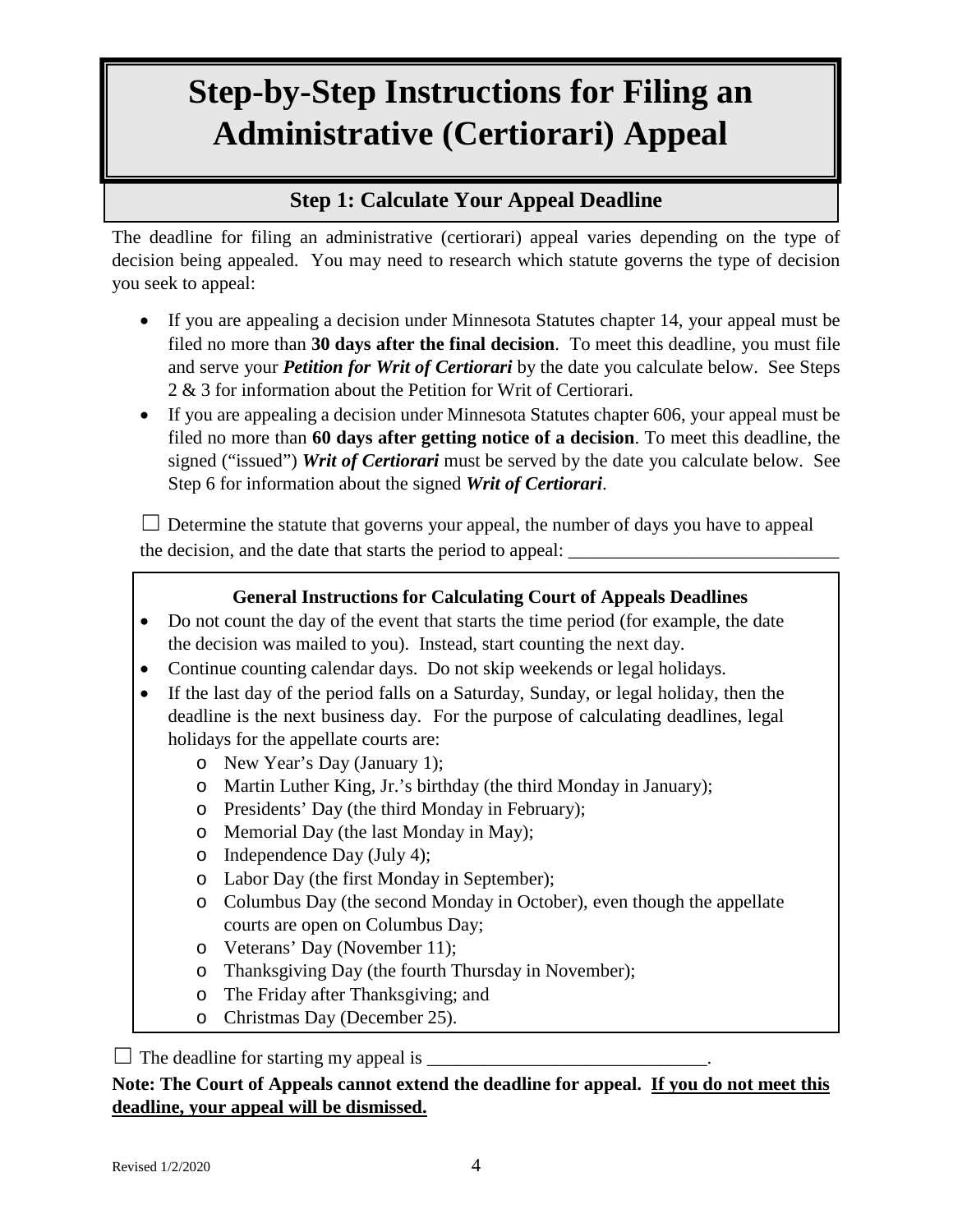# Step-by-Step Instructions for Filing an Administrative (Certiorari) Appeal

## Step 1: Calculate Your Appeal Deadline

The deadline for filing an administrative (certiorari) appeal varies depending on the type of decision being appealed. You may need to research which statute governs the type of decision you seek to appeal:

- If you are appealing a decision under Minnesota Statutes chapter 14, your appeal must be filed no more than **30 days after the final decision**. To meet this deadline, you must file and serve your ***Petition for Writ of Certiorari*** by the date you calculate below. See Steps 2 & 3 for information about the Petition for Writ of Certiorari.
- If you are appealing a decision under Minnesota Statutes chapter 606, your appeal must be filed no more than **60 days after getting notice of a decision**. To meet this deadline, the signed ("issued") ***Writ of Certiorari*** must be served by the date you calculate below. See Step 6 for information about the signed ***Writ of Certiorari***.

☐ Determine the statute that governs your appeal, the number of days you have to appeal the decision, and the date that starts the period to appeal: ______________________________

**General Instructions for Calculating Court of Appeals Deadlines**

- Do not count the day of the event that starts the time period (for example, the date the decision was mailed to you). Instead, start counting the next day.
- Continue counting calendar days. Do not skip weekends or legal holidays.
- If the last day of the period falls on a Saturday, Sunday, or legal holiday, then the deadline is the next business day. For the purpose of calculating deadlines, legal holidays for the appellate courts are:
  - New Year's Day (January 1);
  - Martin Luther King, Jr.'s birthday (the third Monday in January);
  - Presidents' Day (the third Monday in February);
  - Memorial Day (the last Monday in May);
  - Independence Day (July 4);
  - Labor Day (the first Monday in September);
  - Columbus Day (the second Monday in October), even though the appellate courts are open on Columbus Day;
  - Veterans' Day (November 11);
  - Thanksgiving Day (the fourth Thursday in November);
  - The Friday after Thanksgiving; and
  - Christmas Day (December 25).

☐ The deadline for starting my appeal is ______________________________.

**Note: The Court of Appeals cannot extend the deadline for appeal. <u>If you do not meet this deadline, your appeal will be dismissed.</u>**

Revised 1/2/2020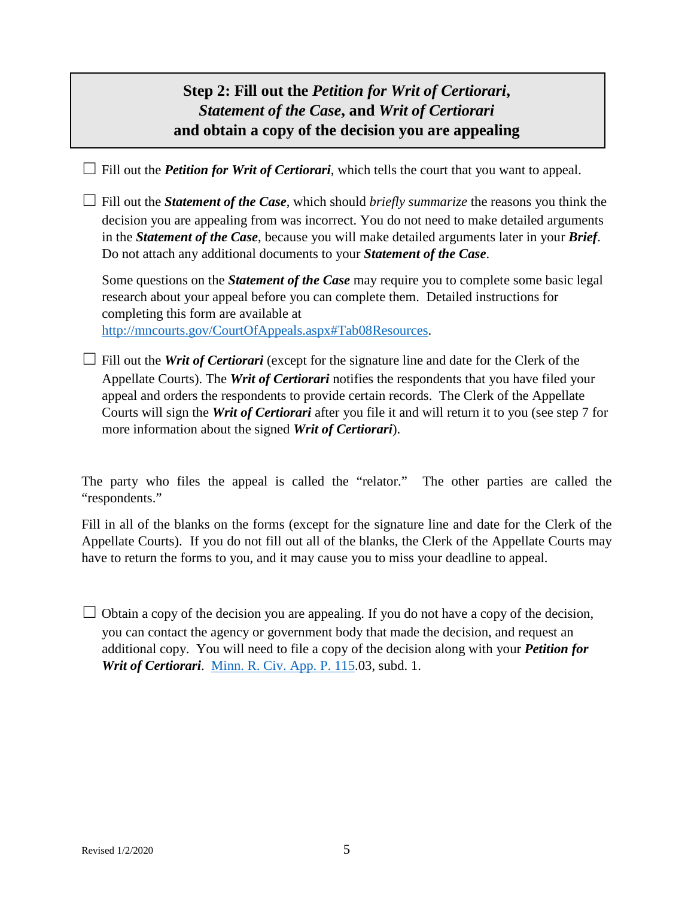## Step 2: Fill out the *Petition for Writ of Certiorari*, *Statement of the Case*, and *Writ of Certiorari* and obtain a copy of the decision you are appealing

☐ Fill out the ***Petition for Writ of Certiorari***, which tells the court that you want to appeal.

☐ Fill out the ***Statement of the Case***, which should *briefly summarize* the reasons you think the decision you are appealing from was incorrect. You do not need to make detailed arguments in the ***Statement of the Case***, because you will make detailed arguments later in your ***Brief***. Do not attach any additional documents to your ***Statement of the Case***.

Some questions on the ***Statement of the Case*** may require you to complete some basic legal research about your appeal before you can complete them. Detailed instructions for completing this form are available at [http://mncourts.gov/CourtOfAppeals.aspx#Tab08Resources](http://mncourts.gov/CourtOfAppeals.aspx#Tab08Resources).

☐ Fill out the ***Writ of Certiorari*** (except for the signature line and date for the Clerk of the Appellate Courts). The ***Writ of Certiorari*** notifies the respondents that you have filed your appeal and orders the respondents to provide certain records. The Clerk of the Appellate Courts will sign the ***Writ of Certiorari*** after you file it and will return it to you (see step 7 for more information about the signed ***Writ of Certiorari***).

The party who files the appeal is called the "relator." The other parties are called the "respondents."

Fill in all of the blanks on the forms (except for the signature line and date for the Clerk of the Appellate Courts). If you do not fill out all of the blanks, the Clerk of the Appellate Courts may have to return the forms to you, and it may cause you to miss your deadline to appeal.

☐ Obtain a copy of the decision you are appealing. If you do not have a copy of the decision, you can contact the agency or government body that made the decision, and request an additional copy. You will need to file a copy of the decision along with your ***Petition for Writ of Certiorari***. [Minn. R. Civ. App. P. 115](Minn. R. Civ. App. P. 115).03, subd. 1.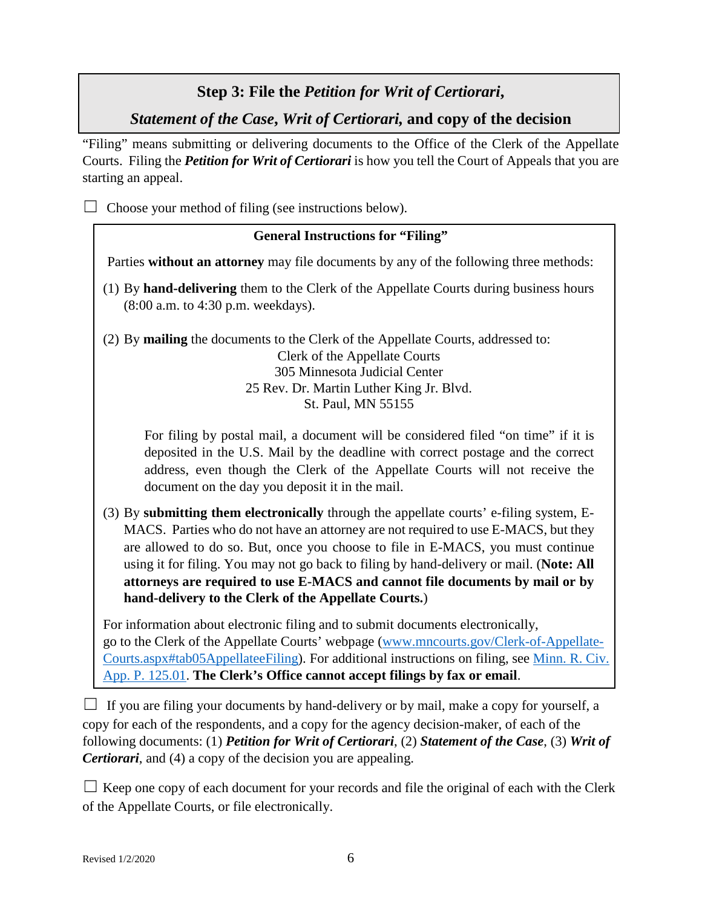## Step 3: File the *Petition for Writ of Certiorari*, *Statement of the Case*, *Writ of Certiorari*, and copy of the decision

"Filing" means submitting or delivering documents to the Office of the Clerk of the Appellate Courts. Filing the ***Petition for Writ of Certiorari*** is how you tell the Court of Appeals that you are starting an appeal.

☐ Choose your method of filing (see instructions below).

**General Instructions for "Filing"**

Parties **without an attorney** may file documents by any of the following three methods:

(1) By **hand-delivering** them to the Clerk of the Appellate Courts during business hours (8:00 a.m. to 4:30 p.m. weekdays).

(2) By **mailing** the documents to the Clerk of the Appellate Courts, addressed to:

Clerk of the Appellate Courts
305 Minnesota Judicial Center
25 Rev. Dr. Martin Luther King Jr. Blvd.
St. Paul, MN 55155

For filing by postal mail, a document will be considered filed "on time" if it is deposited in the U.S. Mail by the deadline with correct postage and the correct address, even though the Clerk of the Appellate Courts will not receive the document on the day you deposit it in the mail.

(3) By **submitting them electronically** through the appellate courts' e-filing system, E-MACS. Parties who do not have an attorney are not required to use E-MACS, but they are allowed to do so. But, once you choose to file in E-MACS, you must continue using it for filing. You may not go back to filing by hand-delivery or mail. (**Note: All attorneys are required to use E-MACS and cannot file documents by mail or by hand-delivery to the Clerk of the Appellate Courts.**)

For information about electronic filing and to submit documents electronically, go to the Clerk of the Appellate Courts' webpage (www.mncourts.gov/Clerk-of-Appellate-Courts.aspx#tab05AppellateeFiling). For additional instructions on filing, see Minn. R. Civ. App. P. 125.01. **The Clerk's Office cannot accept filings by fax or email**.

☐ If you are filing your documents by hand-delivery or by mail, make a copy for yourself, a copy for each of the respondents, and a copy for the agency decision-maker, of each of the following documents: (1) ***Petition for Writ of Certiorari***, (2) ***Statement of the Case***, (3) ***Writ of Certiorari***, and (4) a copy of the decision you are appealing.

☐ Keep one copy of each document for your records and file the original of each with the Clerk of the Appellate Courts, or file electronically.

Revised 1/2/2020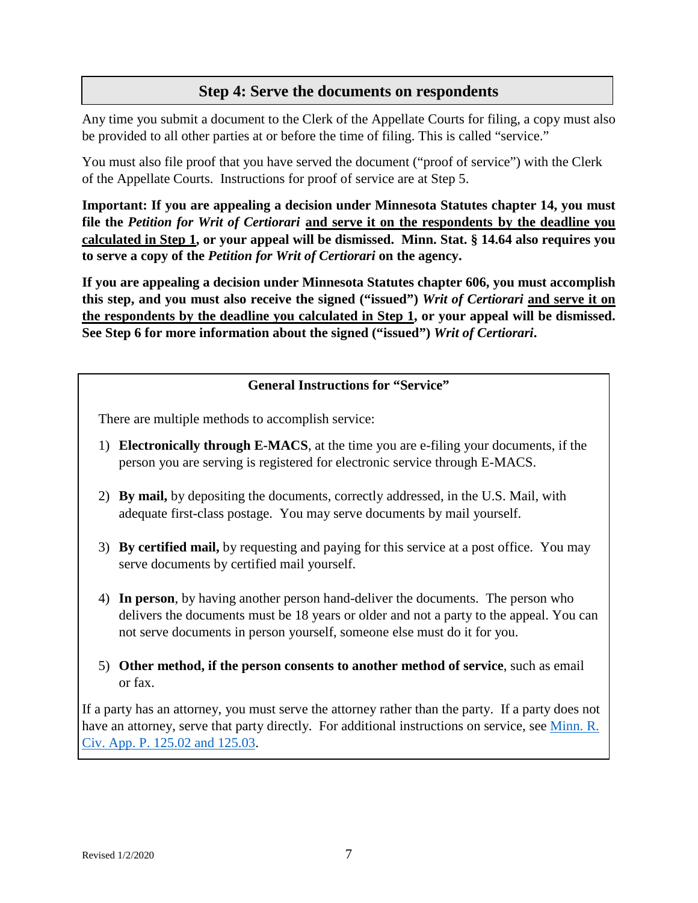## Step 4: Serve the documents on respondents

Any time you submit a document to the Clerk of the Appellate Courts for filing, a copy must also be provided to all other parties at or before the time of filing. This is called "service."

You must also file proof that you have served the document ("proof of service") with the Clerk of the Appellate Courts. Instructions for proof of service are at Step 5.

**Important: If you are appealing a decision under Minnesota Statutes chapter 14, you must file the *Petition for Writ of Certiorari* <u>and serve it on the respondents by the deadline you calculated in Step 1</u>, or your appeal will be dismissed. Minn. Stat. § 14.64 also requires you to serve a copy of the *Petition for Writ of Certiorari* on the agency.**

**If you are appealing a decision under Minnesota Statutes chapter 606, you must accomplish this step, and you must also receive the signed ("issued") *Writ of Certiorari* <u>and serve it on the respondents by the deadline you calculated in Step 1</u>, or your appeal will be dismissed. See Step 6 for more information about the signed ("issued") *Writ of Certiorari*.**

### General Instructions for "Service"

There are multiple methods to accomplish service:

1) **Electronically through E-MACS**, at the time you are e-filing your documents, if the person you are serving is registered for electronic service through E-MACS.

2) **By mail,** by depositing the documents, correctly addressed, in the U.S. Mail, with adequate first-class postage. You may serve documents by mail yourself.

3) **By certified mail,** by requesting and paying for this service at a post office. You may serve documents by certified mail yourself.

4) **In person**, by having another person hand-deliver the documents. The person who delivers the documents must be 18 years or older and not a party to the appeal. You can not serve documents in person yourself, someone else must do it for you.

5) **Other method, if the person consents to another method of service**, such as email or fax.

If a party has an attorney, you must serve the attorney rather than the party. If a party does not have an attorney, serve that party directly. For additional instructions on service, see Minn. R. Civ. App. P. 125.02 and 125.03.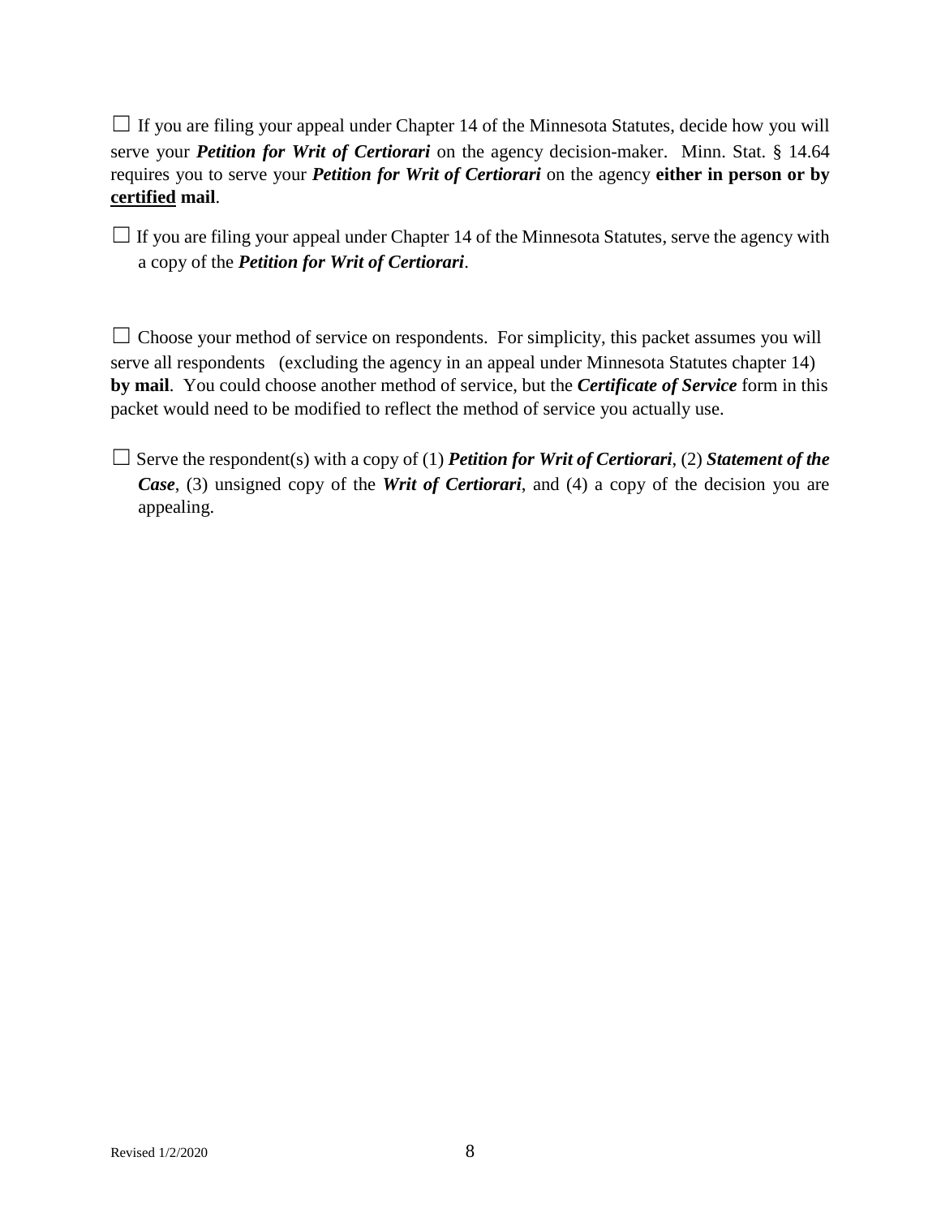☐ If you are filing your appeal under Chapter 14 of the Minnesota Statutes, decide how you will serve your ***Petition for Writ of Certiorari*** on the agency decision-maker. Minn. Stat. § 14.64 requires you to serve your ***Petition for Writ of Certiorari*** on the agency **either in person or by <u>certified</u> mail**.

☐ If you are filing your appeal under Chapter 14 of the Minnesota Statutes, serve the agency with a copy of the ***Petition for Writ of Certiorari***.

☐ Choose your method of service on respondents. For simplicity, this packet assumes you will serve all respondents (excluding the agency in an appeal under Minnesota Statutes chapter 14) **by mail**. You could choose another method of service, but the ***Certificate of Service*** form in this packet would need to be modified to reflect the method of service you actually use.

☐ Serve the respondent(s) with a copy of (1) ***Petition for Writ of Certiorari***, (2) ***Statement of the Case***, (3) unsigned copy of the ***Writ of Certiorari***, and (4) a copy of the decision you are appealing.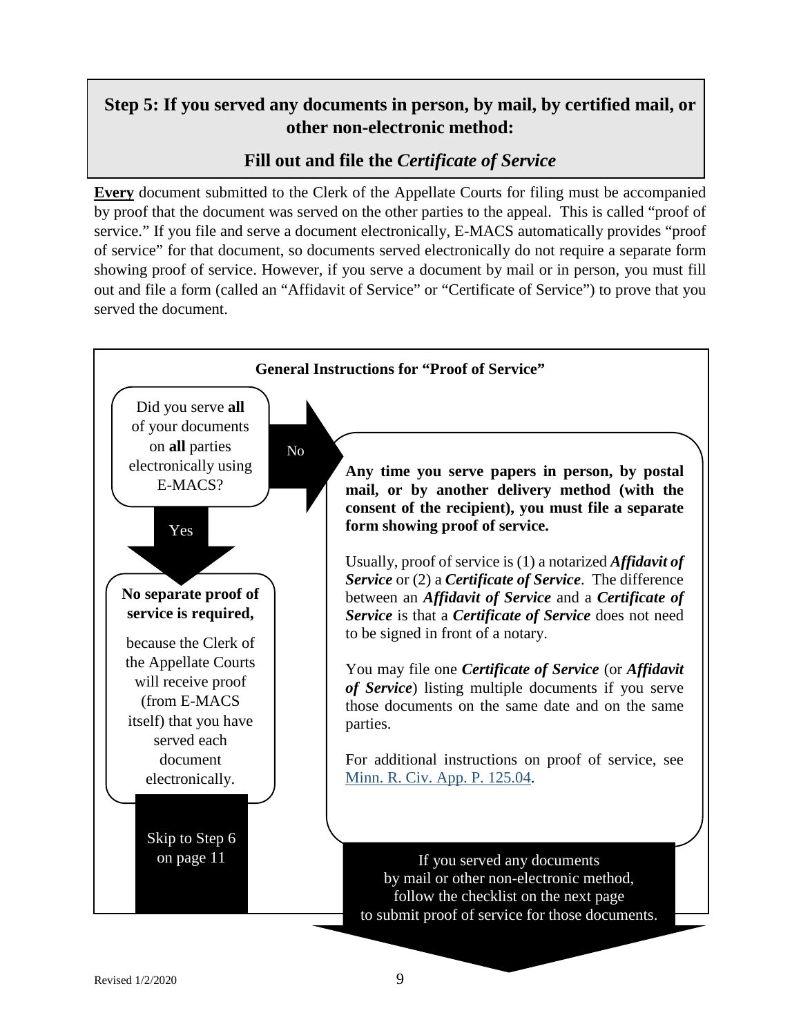## Step 5: If you served any documents in person, by mail, by certified mail, or other non-electronic method:

## Fill out and file the *Certificate of Service*

**Every** document submitted to the Clerk of the Appellate Courts for filing must be accompanied by proof that the document was served on the other parties to the appeal. This is called "proof of service." If you file and serve a document electronically, E-MACS automatically provides "proof of service" for that document, so documents served electronically do not require a separate form showing proof of service. However, if you serve a document by mail or in person, you must fill out and file a form (called an "Affidavit of Service" or "Certificate of Service") to prove that you served the document.

### General Instructions for "Proof of Service"

Did you serve **all** of your documents on **all** parties electronically using E-MACS?

**Yes** →

**No separate proof of service is required,**

because the Clerk of the Appellate Courts will receive proof (from E-MACS itself) that you have served each document electronically.

Skip to Step 6 on page 11

**No** →

**Any time you serve papers in person, by postal mail, or by another delivery method (with the consent of the recipient), you must file a separate form showing proof of service.**

Usually, proof of service is (1) a notarized ***Affidavit of Service*** or (2) a ***Certificate of Service***. The difference between an ***Affidavit of Service*** and a ***Certificate of Service*** is that a ***Certificate of Service*** does not need to be signed in front of a notary.

You may file one ***Certificate of Service*** (or ***Affidavit of Service***) listing multiple documents if you serve those documents on the same date and on the same parties.

For additional instructions on proof of service, see Minn. R. Civ. App. P. 125.04.

If you served any documents by mail or other non-electronic method, follow the checklist on the next page to submit proof of service for those documents.

Revised 1/2/2020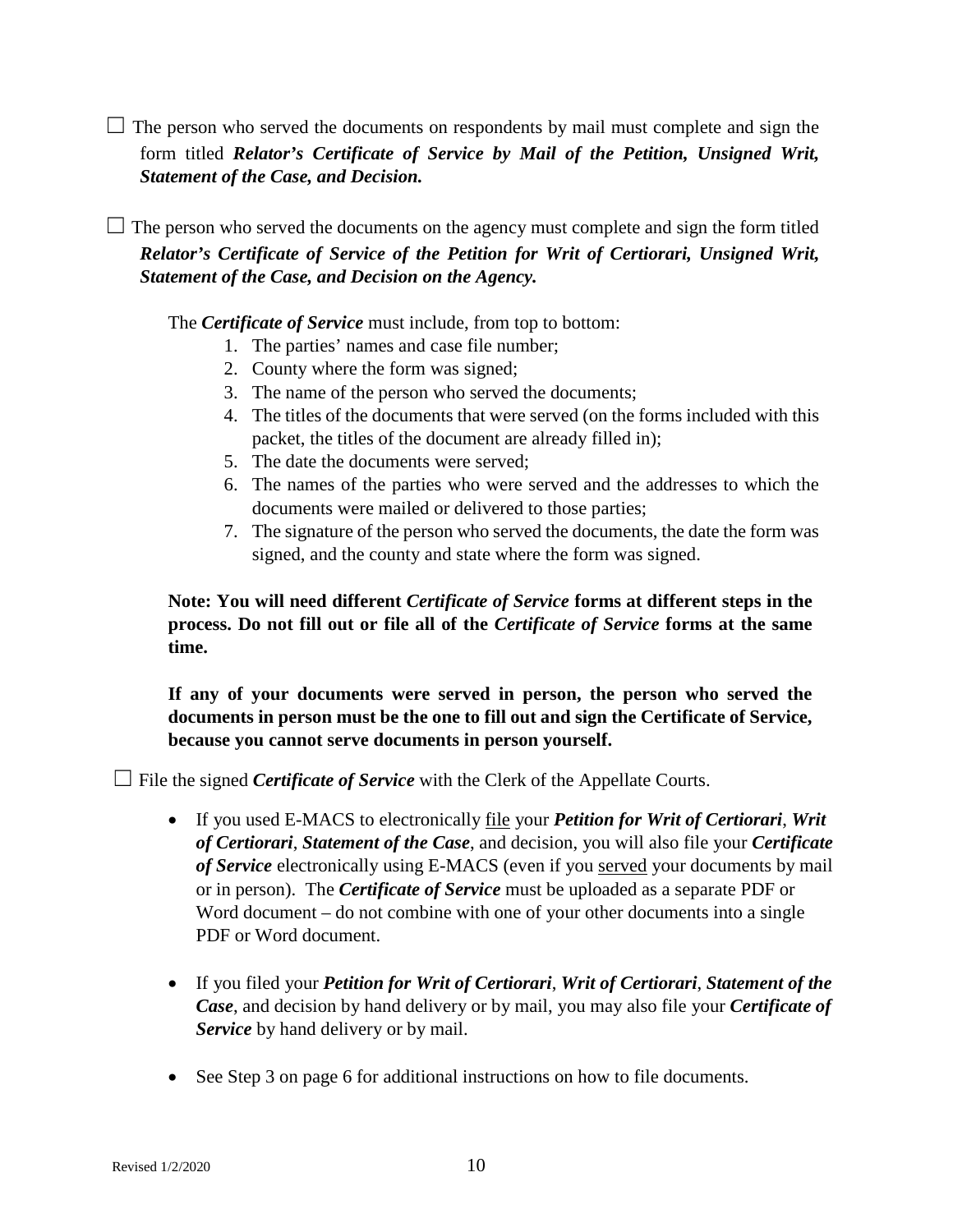☐ The person who served the documents on respondents by mail must complete and sign the form titled ***Relator's Certificate of Service by Mail of the Petition, Unsigned Writ, Statement of the Case, and Decision.***

☐ The person who served the documents on the agency must complete and sign the form titled ***Relator's Certificate of Service of the Petition for Writ of Certiorari, Unsigned Writ, Statement of the Case, and Decision on the Agency.***

The ***Certificate of Service*** must include, from top to bottom:

1. The parties' names and case file number;
2. County where the form was signed;
3. The name of the person who served the documents;
4. The titles of the documents that were served (on the forms included with this packet, the titles of the document are already filled in);
5. The date the documents were served;
6. The names of the parties who were served and the addresses to which the documents were mailed or delivered to those parties;
7. The signature of the person who served the documents, the date the form was signed, and the county and state where the form was signed.

**Note: You will need different *Certificate of Service* forms at different steps in the process. Do not fill out or file all of the *Certificate of Service* forms at the same time.**

**If any of your documents were served in person, the person who served the documents in person must be the one to fill out and sign the Certificate of Service, because you cannot serve documents in person yourself.**

☐ File the signed ***Certificate of Service*** with the Clerk of the Appellate Courts.

- If you used E-MACS to electronically <u>file</u> your ***Petition for Writ of Certiorari***, ***Writ of Certiorari***, ***Statement of the Case***, and decision, you will also file your ***Certificate of Service*** electronically using E-MACS (even if you <u>served</u> your documents by mail or in person). The ***Certificate of Service*** must be uploaded as a separate PDF or Word document – do not combine with one of your other documents into a single PDF or Word document.

- If you filed your ***Petition for Writ of Certiorari***, ***Writ of Certiorari***, ***Statement of the Case***, and decision by hand delivery or by mail, you may also file your ***Certificate of Service*** by hand delivery or by mail.

- See Step 3 on page 6 for additional instructions on how to file documents.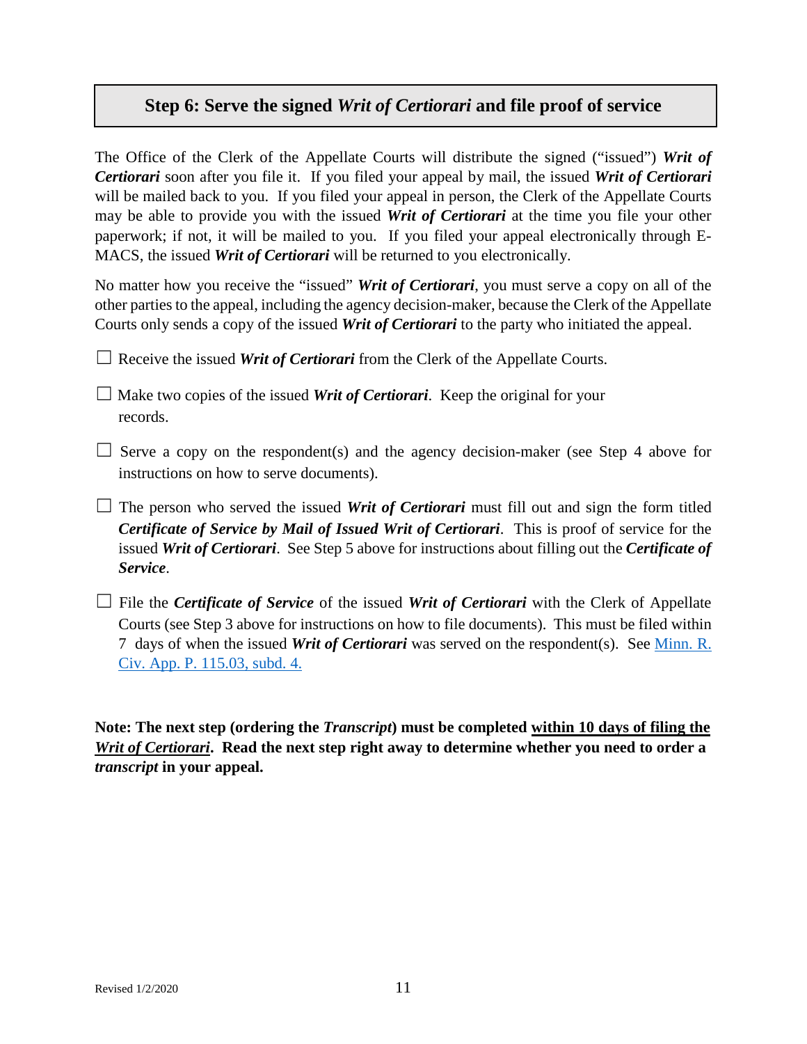## Step 6: Serve the signed *Writ of Certiorari* and file proof of service

The Office of the Clerk of the Appellate Courts will distribute the signed ("issued") ***Writ of Certiorari*** soon after you file it. If you filed your appeal by mail, the issued ***Writ of Certiorari*** will be mailed back to you. If you filed your appeal in person, the Clerk of the Appellate Courts may be able to provide you with the issued ***Writ of Certiorari*** at the time you file your other paperwork; if not, it will be mailed to you. If you filed your appeal electronically through E-MACS, the issued ***Writ of Certiorari*** will be returned to you electronically.

No matter how you receive the "issued" ***Writ of Certiorari***, you must serve a copy on all of the other parties to the appeal, including the agency decision-maker, because the Clerk of the Appellate Courts only sends a copy of the issued ***Writ of Certiorari*** to the party who initiated the appeal.

- ☐ Receive the issued ***Writ of Certiorari*** from the Clerk of the Appellate Courts.
- ☐ Make two copies of the issued ***Writ of Certiorari***. Keep the original for your records.
- ☐ Serve a copy on the respondent(s) and the agency decision-maker (see Step 4 above for instructions on how to serve documents).
- ☐ The person who served the issued ***Writ of Certiorari*** must fill out and sign the form titled ***Certificate of Service by Mail of Issued Writ of Certiorari***. This is proof of service for the issued ***Writ of Certiorari***. See Step 5 above for instructions about filling out the ***Certificate of Service***.
- ☐ File the ***Certificate of Service*** of the issued ***Writ of Certiorari*** with the Clerk of Appellate Courts (see Step 3 above for instructions on how to file documents). This must be filed within 7 days of when the issued ***Writ of Certiorari*** was served on the respondent(s). See Minn. R. Civ. App. P. 115.03, subd. 4.

**Note: The next step (ordering the *Transcript*) must be completed <u>within 10 days of filing the *Writ of Certiorari*</u>. Read the next step right away to determine whether you need to order a *transcript* in your appeal.**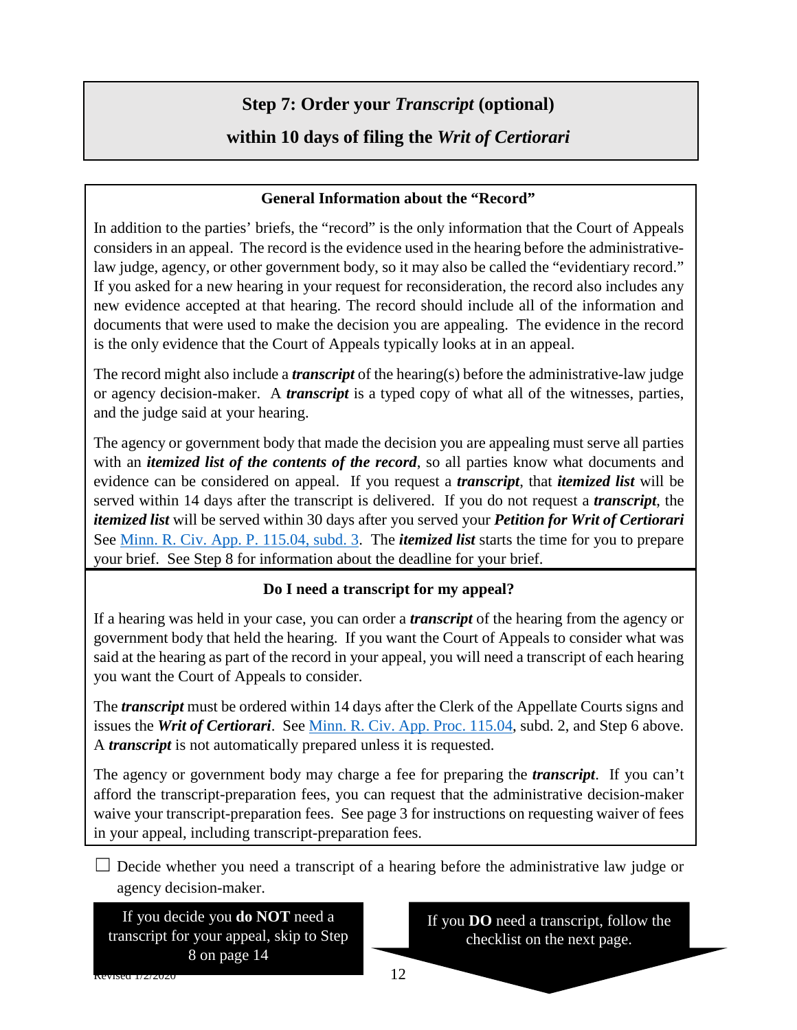## Step 7: Order your *Transcript* (optional) within 10 days of filing the *Writ of Certiorari*

### General Information about the "Record"

In addition to the parties' briefs, the "record" is the only information that the Court of Appeals considers in an appeal. The record is the evidence used in the hearing before the administrative-law judge, agency, or other government body, so it may also be called the "evidentiary record." If you asked for a new hearing in your request for reconsideration, the record also includes any new evidence accepted at that hearing. The record should include all of the information and documents that were used to make the decision you are appealing. The evidence in the record is the only evidence that the Court of Appeals typically looks at in an appeal.

The record might also include a ***transcript*** of the hearing(s) before the administrative-law judge or agency decision-maker. A ***transcript*** is a typed copy of what all of the witnesses, parties, and the judge said at your hearing.

The agency or government body that made the decision you are appealing must serve all parties with an ***itemized list of the contents of the record***, so all parties know what documents and evidence can be considered on appeal. If you request a ***transcript***, that ***itemized list*** will be served within 14 days after the transcript is delivered. If you do not request a ***transcript***, the ***itemized list*** will be served within 30 days after you served your ***Petition for Writ of Certiorari*** See [Minn. R. Civ. App. P. 115.04, subd. 3](). The ***itemized list*** starts the time for you to prepare your brief. See Step 8 for information about the deadline for your brief.

### Do I need a transcript for my appeal?

If a hearing was held in your case, you can order a ***transcript*** of the hearing from the agency or government body that held the hearing. If you want the Court of Appeals to consider what was said at the hearing as part of the record in your appeal, you will need a transcript of each hearing you want the Court of Appeals to consider.

The ***transcript*** must be ordered within 14 days after the Clerk of the Appellate Courts signs and issues the ***Writ of Certiorari***. See [Minn. R. Civ. App. Proc. 115.04](), subd. 2, and Step 6 above. A ***transcript*** is not automatically prepared unless it is requested.

The agency or government body may charge a fee for preparing the ***transcript***. If you can't afford the transcript-preparation fees, you can request that the administrative decision-maker waive your transcript-preparation fees. See page 3 for instructions on requesting waiver of fees in your appeal, including transcript-preparation fees.

☐ Decide whether you need a transcript of a hearing before the administrative law judge or agency decision-maker.

If you decide you **do NOT** need a transcript for your appeal, skip to Step 8 on page 14

If you **DO** need a transcript, follow the checklist on the next page.

Revised 1/2/2020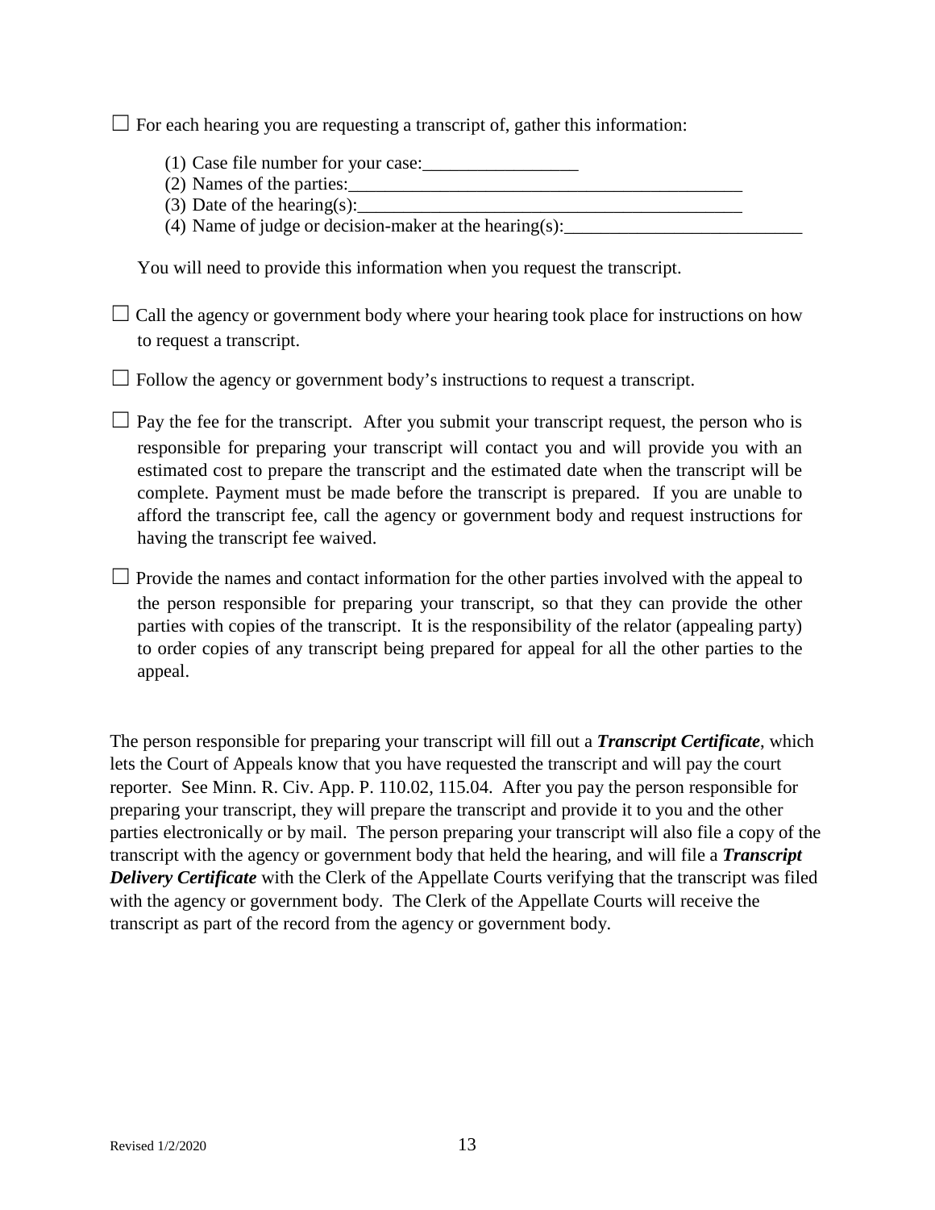☐ For each hearing you are requesting a transcript of, gather this information:

(1) Case file number for your case:_________________
(2) Names of the parties:____________________________________________
(3) Date of the hearing(s):____________________________________________
(4) Name of judge or decision-maker at the hearing(s):__________________________

You will need to provide this information when you request the transcript.

☐ Call the agency or government body where your hearing took place for instructions on how to request a transcript.

☐ Follow the agency or government body's instructions to request a transcript.

☐ Pay the fee for the transcript. After you submit your transcript request, the person who is responsible for preparing your transcript will contact you and will provide you with an estimated cost to prepare the transcript and the estimated date when the transcript will be complete. Payment must be made before the transcript is prepared. If you are unable to afford the transcript fee, call the agency or government body and request instructions for having the transcript fee waived.

☐ Provide the names and contact information for the other parties involved with the appeal to the person responsible for preparing your transcript, so that they can provide the other parties with copies of the transcript. It is the responsibility of the relator (appealing party) to order copies of any transcript being prepared for appeal for all the other parties to the appeal.

The person responsible for preparing your transcript will fill out a ***Transcript Certificate***, which lets the Court of Appeals know that you have requested the transcript and will pay the court reporter. See Minn. R. Civ. App. P. 110.02, 115.04. After you pay the person responsible for preparing your transcript, they will prepare the transcript and provide it to you and the other parties electronically or by mail. The person preparing your transcript will also file a copy of the transcript with the agency or government body that held the hearing, and will file a ***Transcript Delivery Certificate*** with the Clerk of the Appellate Courts verifying that the transcript was filed with the agency or government body. The Clerk of the Appellate Courts will receive the transcript as part of the record from the agency or government body.

Revised 1/2/2020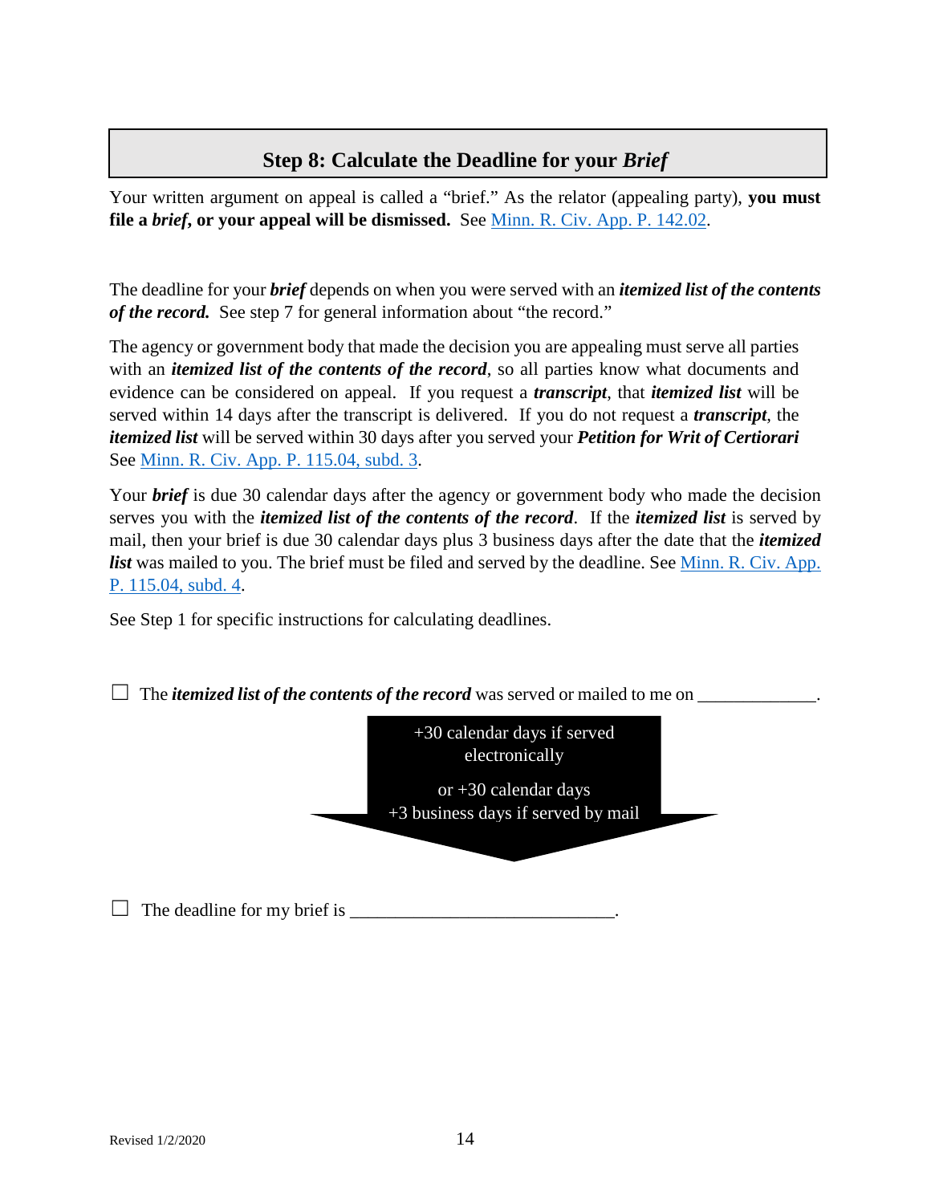## Step 8: Calculate the Deadline for your *Brief*

Your written argument on appeal is called a "brief." As the relator (appealing party), **you must file a *brief*, or your appeal will be dismissed.** See [Minn. R. Civ. App. P. 142.02](#).

The deadline for your ***brief*** depends on when you were served with an ***itemized list of the contents of the record.*** See step 7 for general information about "the record."

The agency or government body that made the decision you are appealing must serve all parties with an ***itemized list of the contents of the record***, so all parties know what documents and evidence can be considered on appeal. If you request a ***transcript***, that ***itemized list*** will be served within 14 days after the transcript is delivered. If you do not request a ***transcript***, the ***itemized list*** will be served within 30 days after you served your ***Petition for Writ of Certiorari*** See [Minn. R. Civ. App. P. 115.04, subd. 3](#).

Your ***brief*** is due 30 calendar days after the agency or government body who made the decision serves you with the ***itemized list of the contents of the record***. If the ***itemized list*** is served by mail, then your brief is due 30 calendar days plus 3 business days after the date that the ***itemized list*** was mailed to you. The brief must be filed and served by the deadline. See [Minn. R. Civ. App. P. 115.04, subd. 4](#).

See Step 1 for specific instructions for calculating deadlines.

☐ The ***itemized list of the contents of the record*** was served or mailed to me on _____________.

+30 calendar days if served electronically

or +30 calendar days +3 business days if served by mail

☐ The deadline for my brief is _____________________________.

Revised 1/2/2020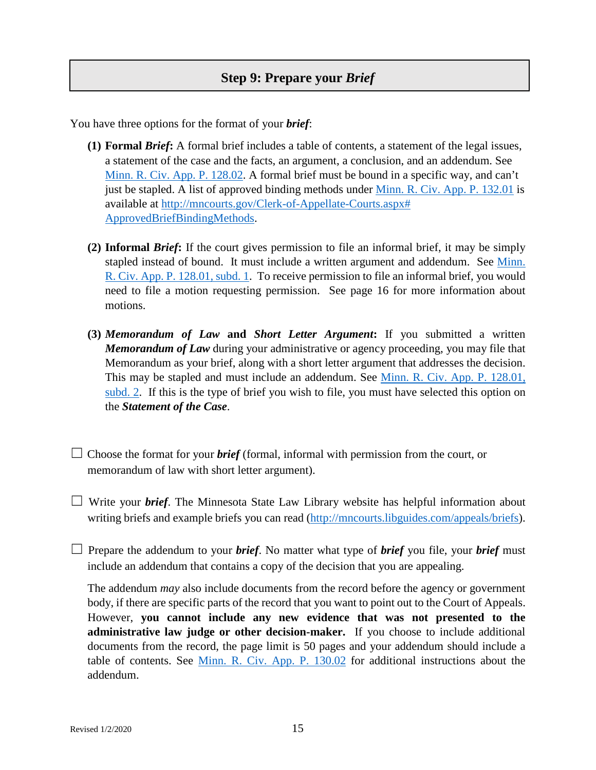## Step 9: Prepare your *Brief*

You have three options for the format of your ***brief***:

**(1) Formal *Brief*:** A formal brief includes a table of contents, a statement of the legal issues, a statement of the case and the facts, an argument, a conclusion, and an addendum. See [Minn. R. Civ. App. P. 128.02](). A formal brief must be bound in a specific way, and can't just be stapled. A list of approved binding methods under [Minn. R. Civ. App. P. 132.01]() is available at [http://mncourts.gov/Clerk-of-Appellate-Courts.aspx#ApprovedBriefBindingMethods](http://mncourts.gov/Clerk-of-Appellate-Courts.aspx#ApprovedBriefBindingMethods).

**(2) Informal *Brief*:** If the court gives permission to file an informal brief, it may be simply stapled instead of bound. It must include a written argument and addendum. See [Minn. R. Civ. App. P. 128.01, subd. 1](). To receive permission to file an informal brief, you would need to file a motion requesting permission. See page 16 for more information about motions.

**(3) *Memorandum of Law* and *Short Letter Argument*:** If you submitted a written ***Memorandum of Law*** during your administrative or agency proceeding, you may file that Memorandum as your brief, along with a short letter argument that addresses the decision. This may be stapled and must include an addendum. See [Minn. R. Civ. App. P. 128.01, subd. 2](). If this is the type of brief you wish to file, you must have selected this option on the ***Statement of the Case***.

☐ Choose the format for your ***brief*** (formal, informal with permission from the court, or memorandum of law with short letter argument).

☐ Write your ***brief***. The Minnesota State Law Library website has helpful information about writing briefs and example briefs you can read ([http://mncourts.libguides.com/appeals/briefs](http://mncourts.libguides.com/appeals/briefs)).

☐ Prepare the addendum to your ***brief***. No matter what type of ***brief*** you file, your ***brief*** must include an addendum that contains a copy of the decision that you are appealing.

The addendum *may* also include documents from the record before the agency or government body, if there are specific parts of the record that you want to point out to the Court of Appeals. However, **you cannot include any new evidence that was not presented to the administrative law judge or other decision-maker.** If you choose to include additional documents from the record, the page limit is 50 pages and your addendum should include a table of contents. See [Minn. R. Civ. App. P. 130.02]() for additional instructions about the addendum.

Revised 1/2/2020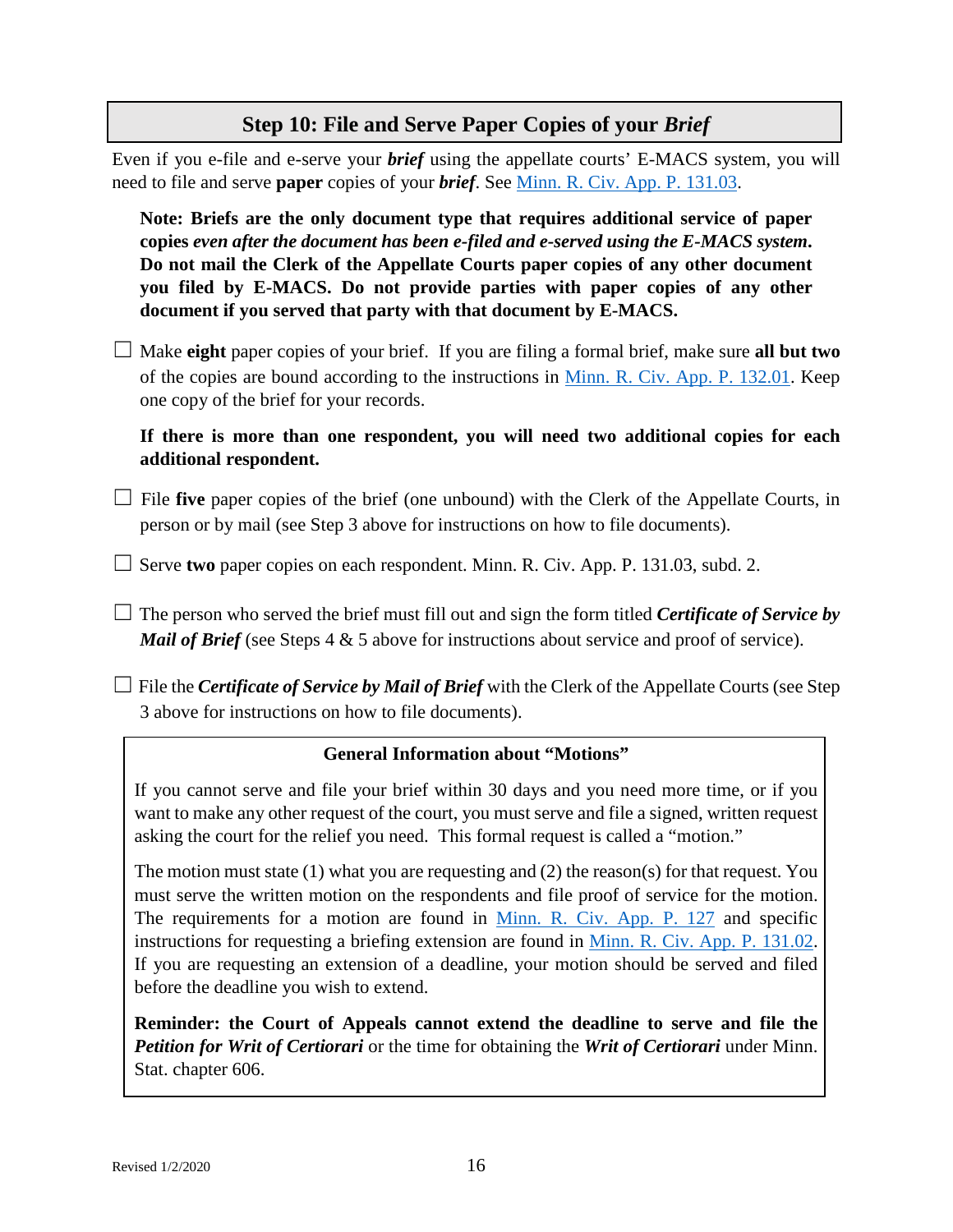## Step 10: File and Serve Paper Copies of your *Brief*

Even if you e-file and e-serve your ***brief*** using the appellate courts' E-MACS system, you will need to file and serve **paper** copies of your ***brief***. See [Minn. R. Civ. App. P. 131.03](Minn. R. Civ. App. P. 131.03).

**Note: Briefs are the only document type that requires additional service of paper copies *even after the document has been e-filed and e-served using the E-MACS system*. Do not mail the Clerk of the Appellate Courts paper copies of any other document you filed by E-MACS. Do not provide parties with paper copies of any other document if you served that party with that document by E-MACS.**

☐ Make **eight** paper copies of your brief. If you are filing a formal brief, make sure **all but two** of the copies are bound according to the instructions in [Minn. R. Civ. App. P. 132.01](Minn. R. Civ. App. P. 132.01). Keep one copy of the brief for your records.

**If there is more than one respondent, you will need two additional copies for each additional respondent.**

☐ File **five** paper copies of the brief (one unbound) with the Clerk of the Appellate Courts, in person or by mail (see Step 3 above for instructions on how to file documents).

☐ Serve **two** paper copies on each respondent. Minn. R. Civ. App. P. 131.03, subd. 2.

☐ The person who served the brief must fill out and sign the form titled ***Certificate of Service by Mail of Brief*** (see Steps 4 & 5 above for instructions about service and proof of service).

☐ File the ***Certificate of Service by Mail of Brief*** with the Clerk of the Appellate Courts (see Step 3 above for instructions on how to file documents).

### General Information about "Motions"

If you cannot serve and file your brief within 30 days and you need more time, or if you want to make any other request of the court, you must serve and file a signed, written request asking the court for the relief you need. This formal request is called a "motion."

The motion must state (1) what you are requesting and (2) the reason(s) for that request. You must serve the written motion on the respondents and file proof of service for the motion. The requirements for a motion are found in [Minn. R. Civ. App. P. 127](Minn. R. Civ. App. P. 127) and specific instructions for requesting a briefing extension are found in [Minn. R. Civ. App. P. 131.02](Minn. R. Civ. App. P. 131.02). If you are requesting an extension of a deadline, your motion should be served and filed before the deadline you wish to extend.

**Reminder: the Court of Appeals cannot extend the deadline to serve and file the *Petition for Writ of Certiorari*** or the time for obtaining the ***Writ of Certiorari*** under Minn. Stat. chapter 606.

Revised 1/2/2020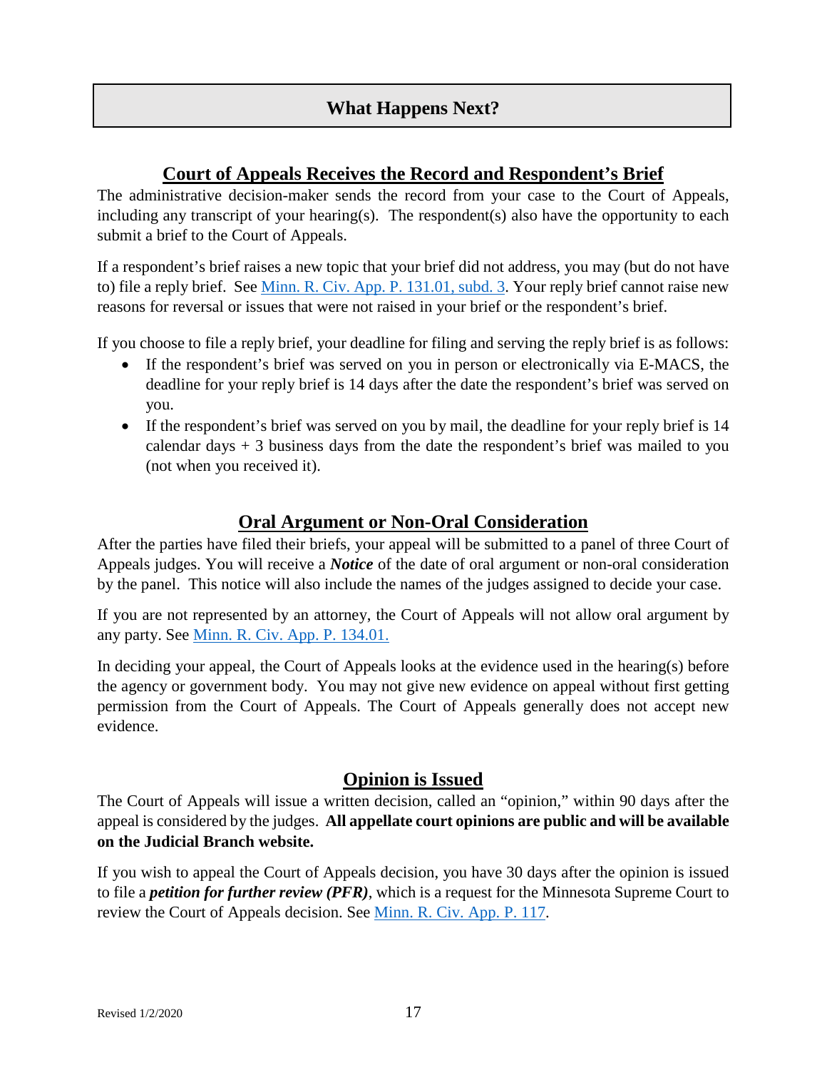## What Happens Next?

### Court of Appeals Receives the Record and Respondent's Brief

The administrative decision-maker sends the record from your case to the Court of Appeals, including any transcript of your hearing(s). The respondent(s) also have the opportunity to each submit a brief to the Court of Appeals.

If a respondent's brief raises a new topic that your brief did not address, you may (but do not have to) file a reply brief. See Minn. R. Civ. App. P. 131.01, subd. 3. Your reply brief cannot raise new reasons for reversal or issues that were not raised in your brief or the respondent's brief.

If you choose to file a reply brief, your deadline for filing and serving the reply brief is as follows:

- If the respondent's brief was served on you in person or electronically via E-MACS, the deadline for your reply brief is 14 days after the date the respondent's brief was served on you.
- If the respondent's brief was served on you by mail, the deadline for your reply brief is 14 calendar days + 3 business days from the date the respondent's brief was mailed to you (not when you received it).

### Oral Argument or Non-Oral Consideration

After the parties have filed their briefs, your appeal will be submitted to a panel of three Court of Appeals judges. You will receive a ***Notice*** of the date of oral argument or non-oral consideration by the panel. This notice will also include the names of the judges assigned to decide your case.

If you are not represented by an attorney, the Court of Appeals will not allow oral argument by any party. See Minn. R. Civ. App. P. 134.01.

In deciding your appeal, the Court of Appeals looks at the evidence used in the hearing(s) before the agency or government body. You may not give new evidence on appeal without first getting permission from the Court of Appeals. The Court of Appeals generally does not accept new evidence.

### Opinion is Issued

The Court of Appeals will issue a written decision, called an "opinion," within 90 days after the appeal is considered by the judges. **All appellate court opinions are public and will be available on the Judicial Branch website.**

If you wish to appeal the Court of Appeals decision, you have 30 days after the opinion is issued to file a ***petition for further review (PFR)***, which is a request for the Minnesota Supreme Court to review the Court of Appeals decision. See Minn. R. Civ. App. P. 117.

Revised 1/2/2020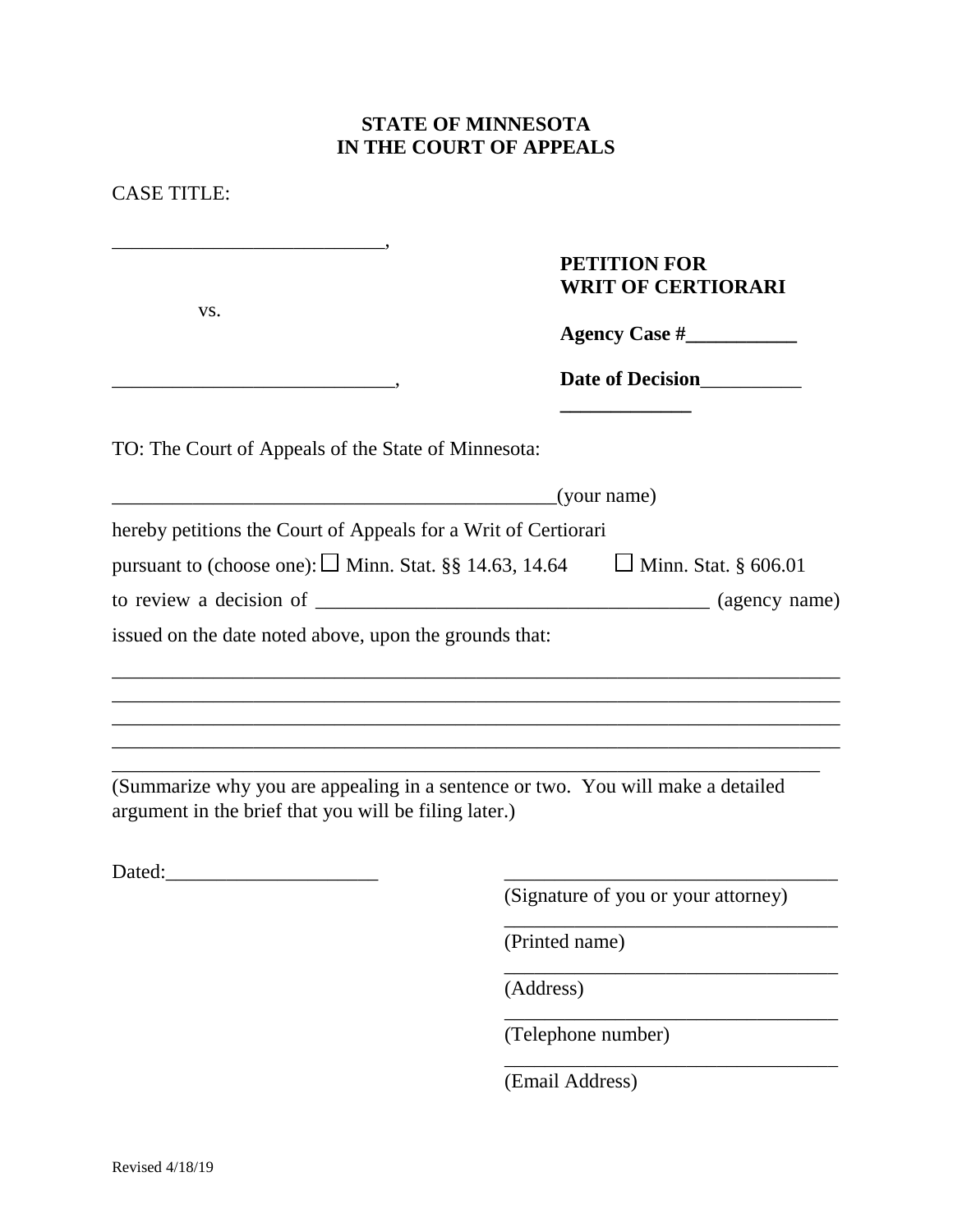**STATE OF MINNESOTA**
**IN THE COURT OF APPEALS**

CASE TITLE:

___________________________,

vs.

____________________________,

**PETITION FOR WRIT OF CERTIORARI**

**Agency Case #___________**

**Date of Decision__________ _____________**

TO: The Court of Appeals of the State of Minnesota:

_____________________________________________(your name)

hereby petitions the Court of Appeals for a Writ of Certiorari

pursuant to (choose one): ☐ Minn. Stat. §§ 14.63, 14.64 ☐ Minn. Stat. § 606.01

to review a decision of _______________________________________ (agency name)

issued on the date noted above, upon the grounds that:

________________________________________________________________________
________________________________________________________________________
________________________________________________________________________
________________________________________________________________________
______________________________________________________________________

(Summarize why you are appealing in a sentence or two. You will make a detailed argument in the brief that you will be filing later.)

Dated:_____________________

_________________________________
(Signature of you or your attorney)

_________________________________
(Printed name)

_________________________________
(Address)

_________________________________
(Telephone number)

_________________________________
(Email Address)

Revised 4/18/19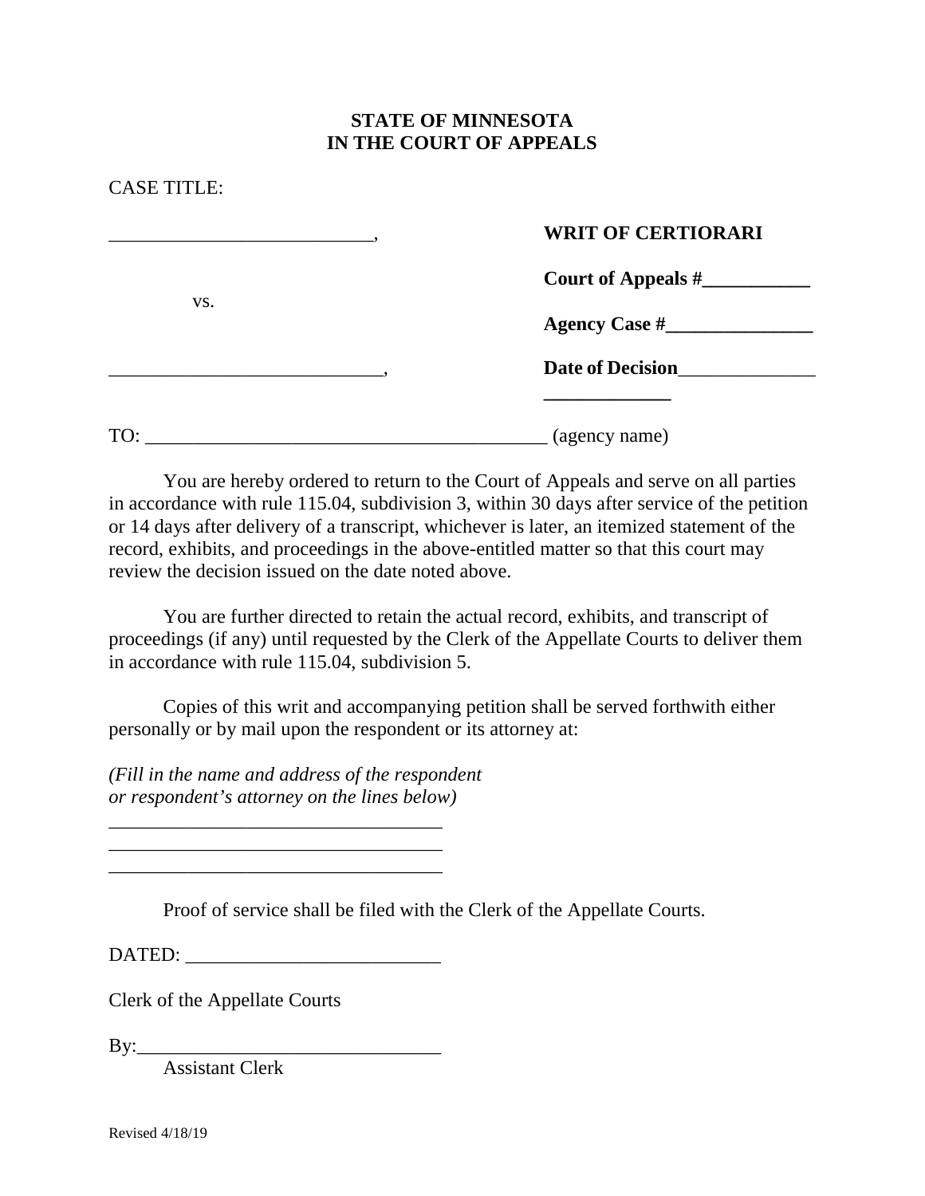**STATE OF MINNESOTA**
**IN THE COURT OF APPEALS**

CASE TITLE:

| | |
|---|---|
| ___________________________, | **WRITE OF CERTIORARI** |
| | **Court of Appeals #___________** |
| vs. | **Agency Case #_______________** |
| ____________________________, | **Date of Decision**______________ ______________ |

TO: __________________________________________ (agency name)

You are hereby ordered to return to the Court of Appeals and serve on all parties in accordance with rule 115.04, subdivision 3, within 30 days after service of the petition or 14 days after delivery of a transcript, whichever is later, an itemized statement of the record, exhibits, and proceedings in the above-entitled matter so that this court may review the decision issued on the date noted above.

You are further directed to retain the actual record, exhibits, and transcript of proceedings (if any) until requested by the Clerk of the Appellate Courts to deliver them in accordance with rule 115.04, subdivision 5.

Copies of this writ and accompanying petition shall be served forthwith either personally or by mail upon the respondent or its attorney at:

*(Fill in the name and address of the respondent or respondent's attorney on the lines below)*

___________________________________
___________________________________
___________________________________

Proof of service shall be filed with the Clerk of the Appellate Courts.

DATED: __________________________

Clerk of the Appellate Courts

By:_______________________________
Assistant Clerk

Revised 4/18/19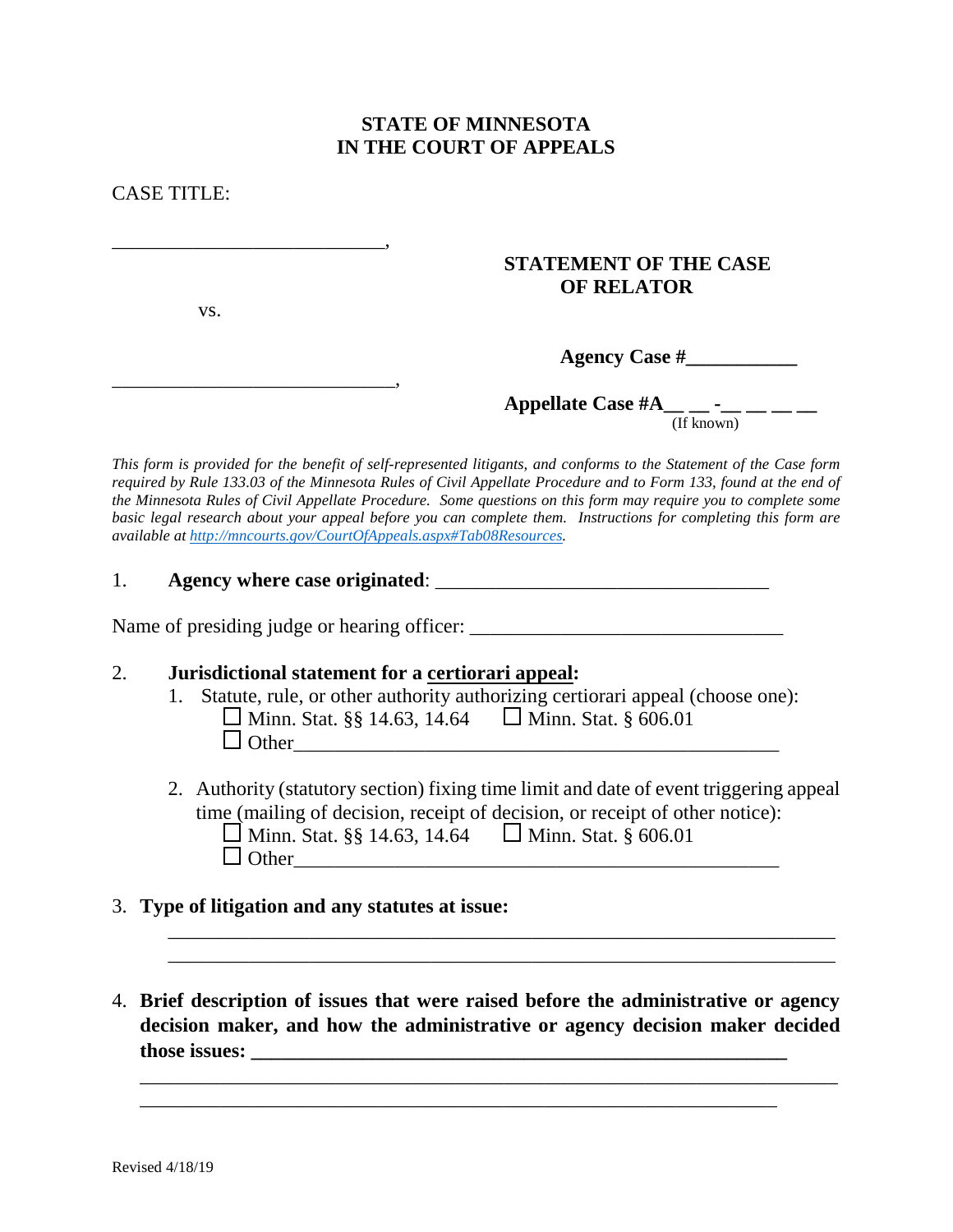**STATE OF MINNESOTA**
**IN THE COURT OF APPEALS**

CASE TITLE:

____________________________,

vs.

______________________________,

**STATEMENT OF THE CASE OF RELATOR**

**Agency Case #___________**

**Appellate Case #A__ __ -__ __ __ __**
(If known)

*This form is provided for the benefit of self-represented litigants, and conforms to the Statement of the Case form required by Rule 133.03 of the Minnesota Rules of Civil Appellate Procedure and to Form 133, found at the end of the Minnesota Rules of Civil Appellate Procedure. Some questions on this form may require you to complete some basic legal research about your appeal before you can complete them. Instructions for completing this form are available at [http://mncourts.gov/CourtOfAppeals.aspx#Tab08Resources](http://mncourts.gov/CourtOfAppeals.aspx#Tab08Resources).*

1. **Agency where case originated**: _________________________________

Name of presiding judge or hearing officer: ______________________________

2. **Jurisdictional statement for a <u>certiorari appeal</u>:**
   1. Statute, rule, or other authority authorizing certiorari appeal (choose one):
      - ☐ Minn. Stat. §§ 14.63, 14.64 ☐ Minn. Stat. § 606.01
      - ☐ Other_______________________________________________
   2. Authority (statutory section) fixing time limit and date of event triggering appeal time (mailing of decision, receipt of decision, or receipt of other notice):
      - ☐ Minn. Stat. §§ 14.63, 14.64 ☐ Minn. Stat. § 606.01
      - ☐ Other_______________________________________________

3. **Type of litigation and any statutes at issue:**
   ________________________________________________________________
   ________________________________________________________________

4. **Brief description of issues that were raised before the administrative or agency decision maker, and how the administrative or agency decision maker decided those issues:** ____________________________________________________
   ________________________________________________________________
   ________________________________________________________________

Revised 4/18/19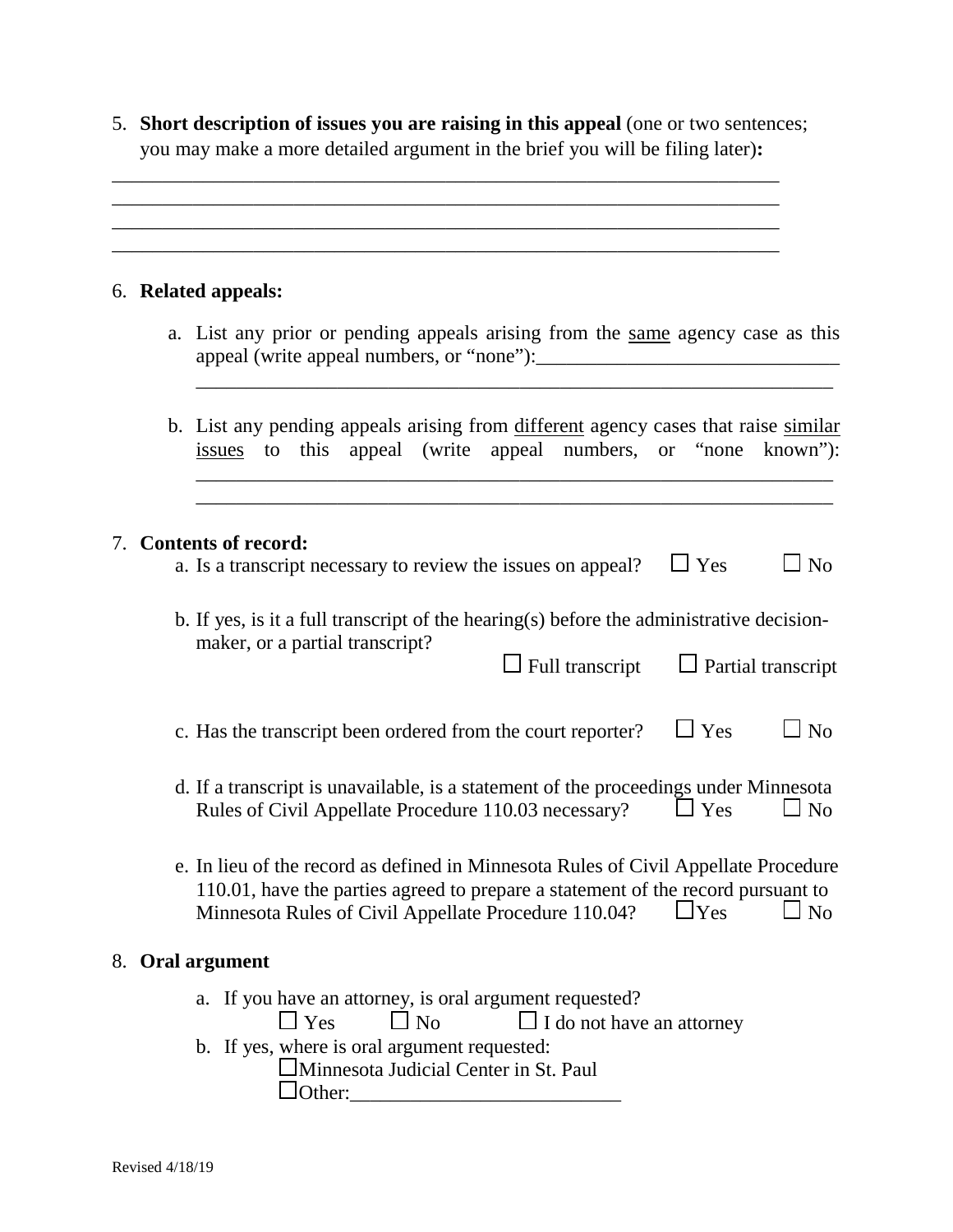5. **Short description of issues you are raising in this appeal** (one or two sentences; you may make a more detailed argument in the brief you will be filing later)**:**

_____________________________________________________________________
_____________________________________________________________________
_____________________________________________________________________
_____________________________________________________________________

6. **Related appeals:**

   a. List any prior or pending appeals arising from the <u>same</u> agency case as this appeal (write appeal numbers, or "none"):_______________________________
   _________________________________________________________________

   b. List any pending appeals arising from <u>different</u> agency cases that raise <u>similar issues</u> to this appeal (write appeal numbers, or "none known"):
   _________________________________________________________________
   _________________________________________________________________

7. **Contents of record:**

   a. Is a transcript necessary to review the issues on appeal? ☐ Yes ☐ No

   b. If yes, is it a full transcript of the hearing(s) before the administrative decision-maker, or a partial transcript?
   ☐ Full transcript ☐ Partial transcript

   c. Has the transcript been ordered from the court reporter? ☐ Yes ☐ No

   d. If a transcript is unavailable, is a statement of the proceedings under Minnesota Rules of Civil Appellate Procedure 110.03 necessary? ☐ Yes ☐ No

   e. In lieu of the record as defined in Minnesota Rules of Civil Appellate Procedure 110.01, have the parties agreed to prepare a statement of the record pursuant to Minnesota Rules of Civil Appellate Procedure 110.04? ☐Yes ☐ No

8. **Oral argument**

   a. If you have an attorney, is oral argument requested?
   ☐ Yes ☐ No ☐ I do not have an attorney

   b. If yes, where is oral argument requested:
   ☐Minnesota Judicial Center in St. Paul
   ☐Other:___________________________

Revised 4/18/19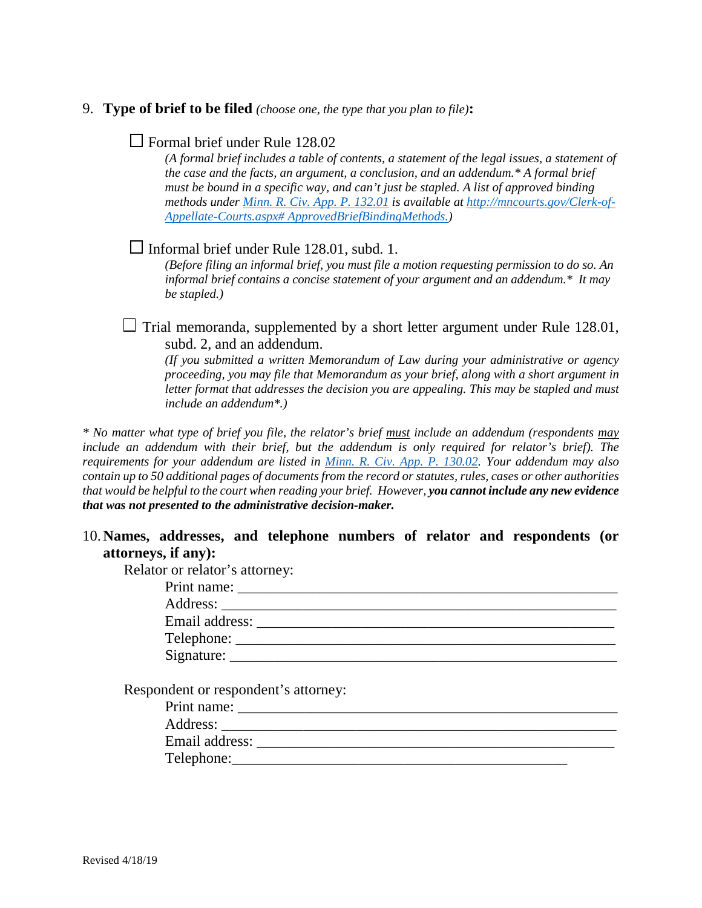9. **Type of brief to be filed** *(choose one, the type that you plan to file)***:**

☐ Formal brief under Rule 128.02

*(A formal brief includes a table of contents, a statement of the legal issues, a statement of the case and the facts, an argument, a conclusion, and an addendum.* A formal brief must be bound in a specific way, and can't just be stapled. A list of approved binding methods under [Minn. R. Civ. App. P. 132.01](#) is available at [http://mncourts.gov/Clerk-of-Appellate-Courts.aspx# ApprovedBriefBindingMethods.](http://mncourts.gov/Clerk-of-Appellate-Courts.aspx#ApprovedBriefBindingMethods))*

☐ Informal brief under Rule 128.01, subd. 1.

*(Before filing an informal brief, you must file a motion requesting permission to do so. An informal brief contains a concise statement of your argument and an addendum.* It may be stapled.)*

☐ Trial memoranda, supplemented by a short letter argument under Rule 128.01, subd. 2, and an addendum.

*(If you submitted a written Memorandum of Law during your administrative or agency proceeding, you may file that Memorandum as your brief, along with a short argument in letter format that addresses the decision you are appealing. This may be stapled and must include an addendum*.)*

*\* No matter what type of brief you file, the relator's brief <u>must</u> include an addendum (respondents <u>may</u> include an addendum with their brief, but the addendum is only required for relator's brief). The requirements for your addendum are listed in [Minn. R. Civ. App. P. 130.02](#). Your addendum may also contain up to 50 additional pages of documents from the record or statutes, rules, cases or other authorities that would be helpful to the court when reading your brief. However,* ***you cannot include any new evidence that was not presented to the administrative decision-maker.***

10. **Names, addresses, and telephone numbers of relator and respondents (or attorneys, if any):**

Relator or relator's attorney:

Print name: ____________________________________________________

Address: ______________________________________________________

Email address: _________________________________________________

Telephone: ____________________________________________________

Signature: _____________________________________________________

Respondent or respondent's attorney:

Print name: ____________________________________________________

Address: ______________________________________________________

Email address: _________________________________________________

Telephone: ______________________________________________

Revised 4/18/19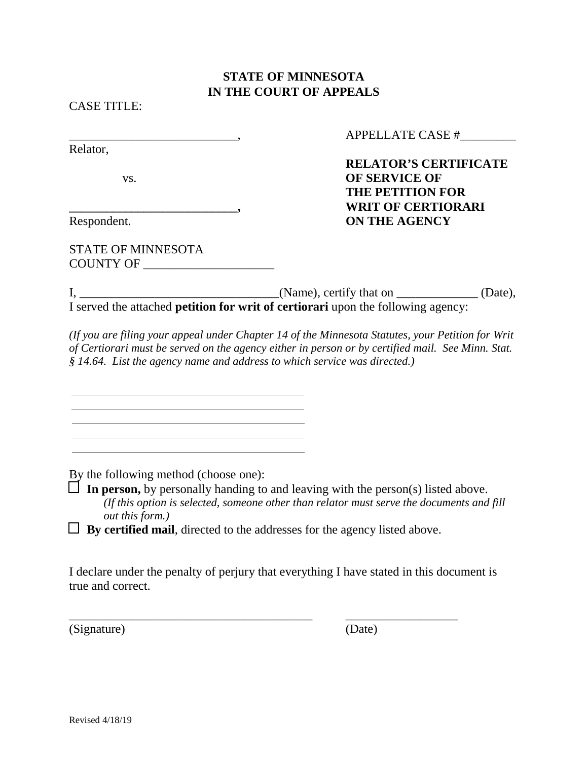**STATE OF MINNESOTA**
**IN THE COURT OF APPEALS**

CASE TITLE:

___________________________,
Relator,

vs.

___________________________,
Respondent.

APPELLATE CASE #_________

**RELATOR'S CERTIFICATE OF SERVICE OF THE PETITION FOR WRIT OF CERTIORARI ON THE AGENCY**

STATE OF MINNESOTA
COUNTY OF _____________________

I, ________________________________(Name), certify that on _____________ (Date), I served the attached **petition for writ of certiorari** upon the following agency:

*(If you are filing your appeal under Chapter 14 of the Minnesota Statutes, your Petition for Writ of Certiorari must be served on the agency either in person or by certified mail. See Minn. Stat. § 14.64. List the agency name and address to which service was directed.)*

_______________________________________
_______________________________________
_______________________________________
_______________________________________
_______________________________________

By the following method (choose one):

☐ **In person,** by personally handing to and leaving with the person(s) listed above. *(If this option is selected, someone other than relator must serve the documents and fill out this form.)*

☐ **By certified mail**, directed to the addresses for the agency listed above.

I declare under the penalty of perjury that everything I have stated in this document is true and correct.

________________________________________ __________________
(Signature) (Date)

Revised 4/18/19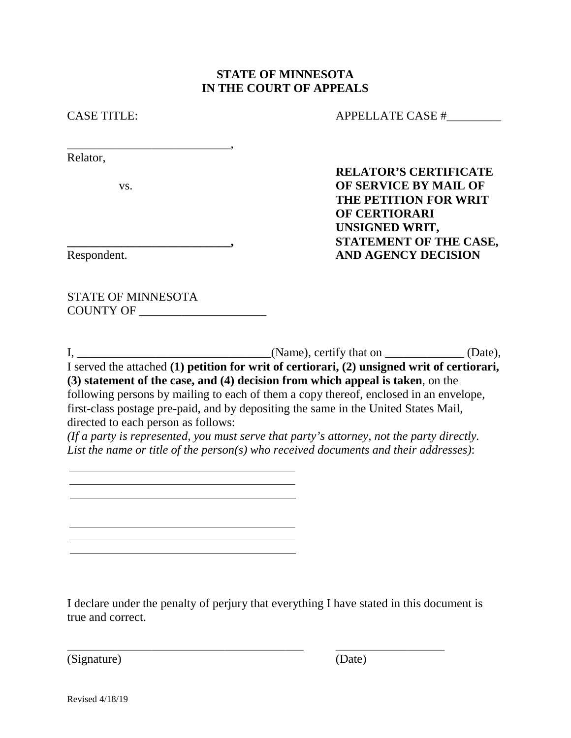**STATE OF MINNESOTA**
**IN THE COURT OF APPEALS**

CASE TITLE: APPELLATE CASE #_________

___________________________,
Relator,

vs.

**___________________________,**
Respondent.

**RELATOR'S CERTIFICATE OF SERVICE BY MAIL OF THE PETITION FOR WRIT OF CERTIORARI UNSIGNED WRIT, STATEMENT OF THE CASE, AND AGENCY DECISION**

STATE OF MINNESOTA
COUNTY OF _____________________

I, ________________________________(Name), certify that on _____________ (Date), I served the attached **(1) petition for writ of certiorari, (2) unsigned writ of certiorari, (3) statement of the case, and (4) decision from which appeal is taken**, on the following persons by mailing to each of them a copy thereof, enclosed in an envelope, first-class postage pre-paid, and by depositing the same in the United States Mail, directed to each person as follows:
*(If a party is represented, you must serve that party's attorney, not the party directly. List the name or title of the person(s) who received documents and their addresses)*:

________________________________________
________________________________________
________________________________________

________________________________________
________________________________________
________________________________________

I declare under the penalty of perjury that everything I have stated in this document is true and correct.

________________________________________ __________________
(Signature) (Date)

Revised 4/18/19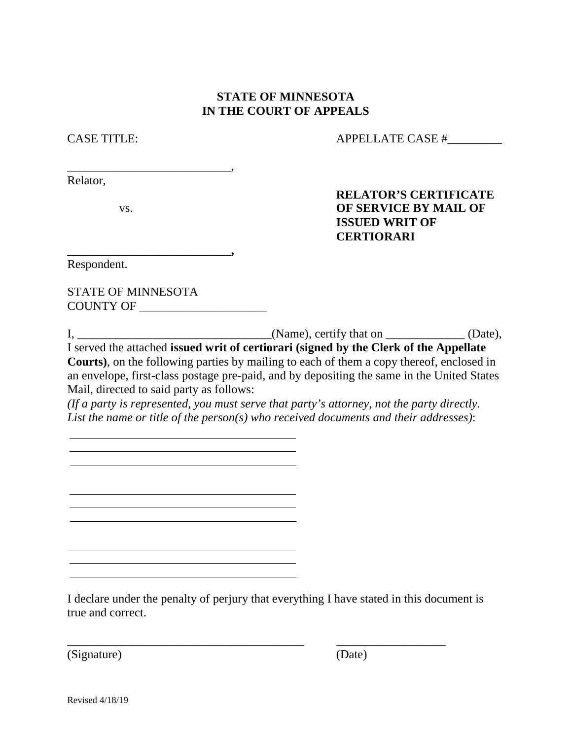**STATE OF MINNESOTA**
**IN THE COURT OF APPEALS**

CASE TITLE: APPELLATE CASE #_________

___________________________,
Relator,

vs.

**___________________________,**
Respondent.

**RELATOR'S CERTIFICATE OF SERVICE BY MAIL OF ISSUED WRIT OF CERTIORARI**

STATE OF MINNESOTA
COUNTY OF _____________________

I, ________________________________(Name), certify that on _____________ (Date), I served the attached **issued writ of certiorari (signed by the Clerk of the Appellate Courts)**, on the following parties by mailing to each of them a copy thereof, enclosed in an envelope, first-class postage pre-paid, and by depositing the same in the United States Mail, directed to said party as follows:
*(If a party is represented, you must serve that party's attorney, not the party directly. List the name or title of the person(s) who received documents and their addresses)*:

________________________________________
________________________________________
________________________________________

________________________________________
________________________________________
________________________________________

________________________________________
________________________________________
________________________________________

I declare under the penalty of perjury that everything I have stated in this document is true and correct.

________________________________________ __________________
(Signature) (Date)

Revised 4/18/19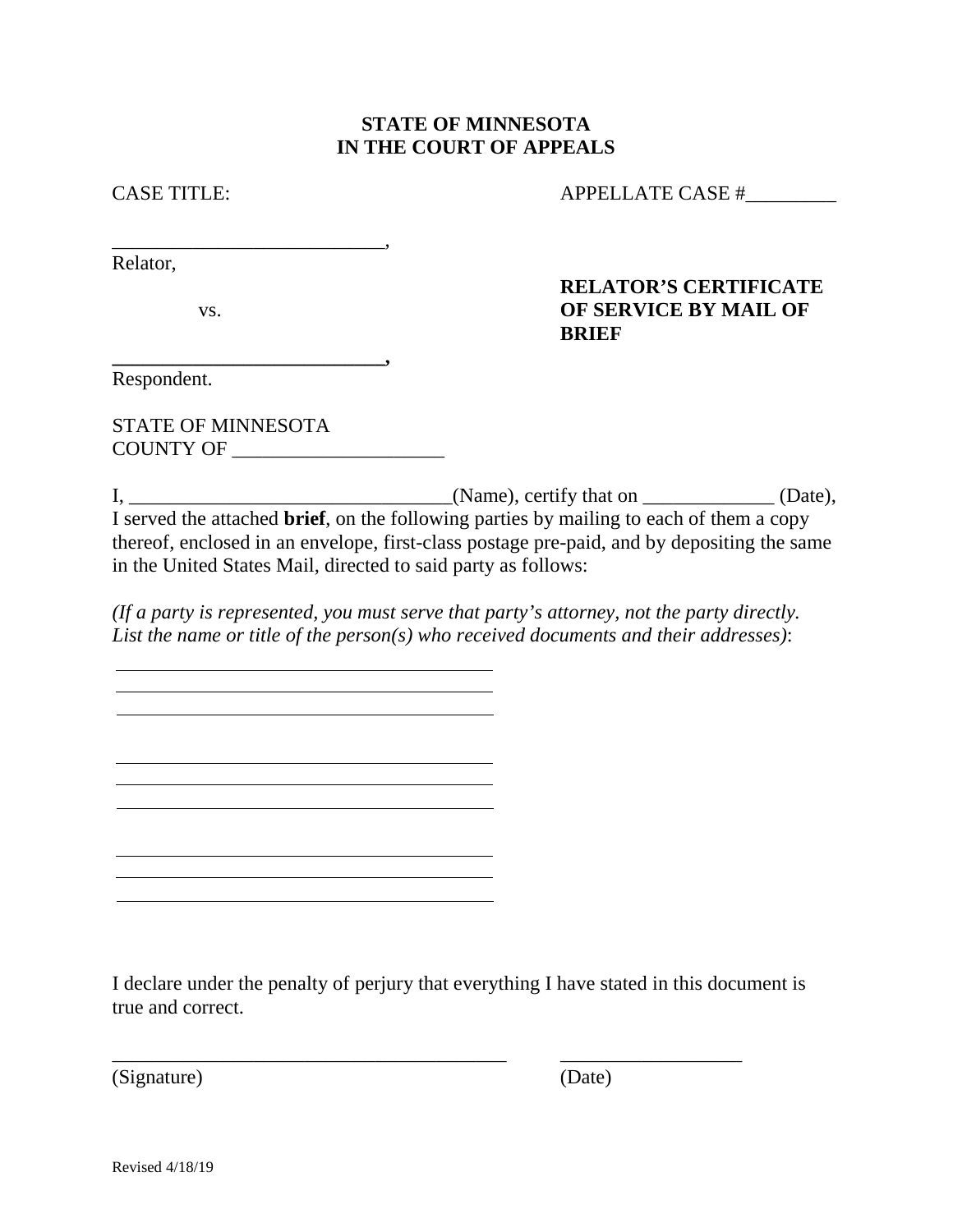**STATE OF MINNESOTA**
**IN THE COURT OF APPEALS**

CASE TITLE: APPELLATE CASE #_________

___________________________,
Relator,

vs.

___________________________,
Respondent.

**RELATOR'S CERTIFICATE OF SERVICE BY MAIL OF BRIEF**

STATE OF MINNESOTA
COUNTY OF _____________________

I, ________________________________(Name), certify that on _____________ (Date), I served the attached **brief**, on the following parties by mailing to each of them a copy thereof, enclosed in an envelope, first-class postage pre-paid, and by depositing the same in the United States Mail, directed to said party as follows:

*(If a party is represented, you must serve that party's attorney, not the party directly. List the name or title of the person(s) who received documents and their addresses)*:

________________________________________
________________________________________
________________________________________

________________________________________
________________________________________
________________________________________

________________________________________
________________________________________
________________________________________

I declare under the penalty of perjury that everything I have stated in this document is true and correct.

_________________________________________ ___________________
(Signature) (Date)

Revised 4/18/19